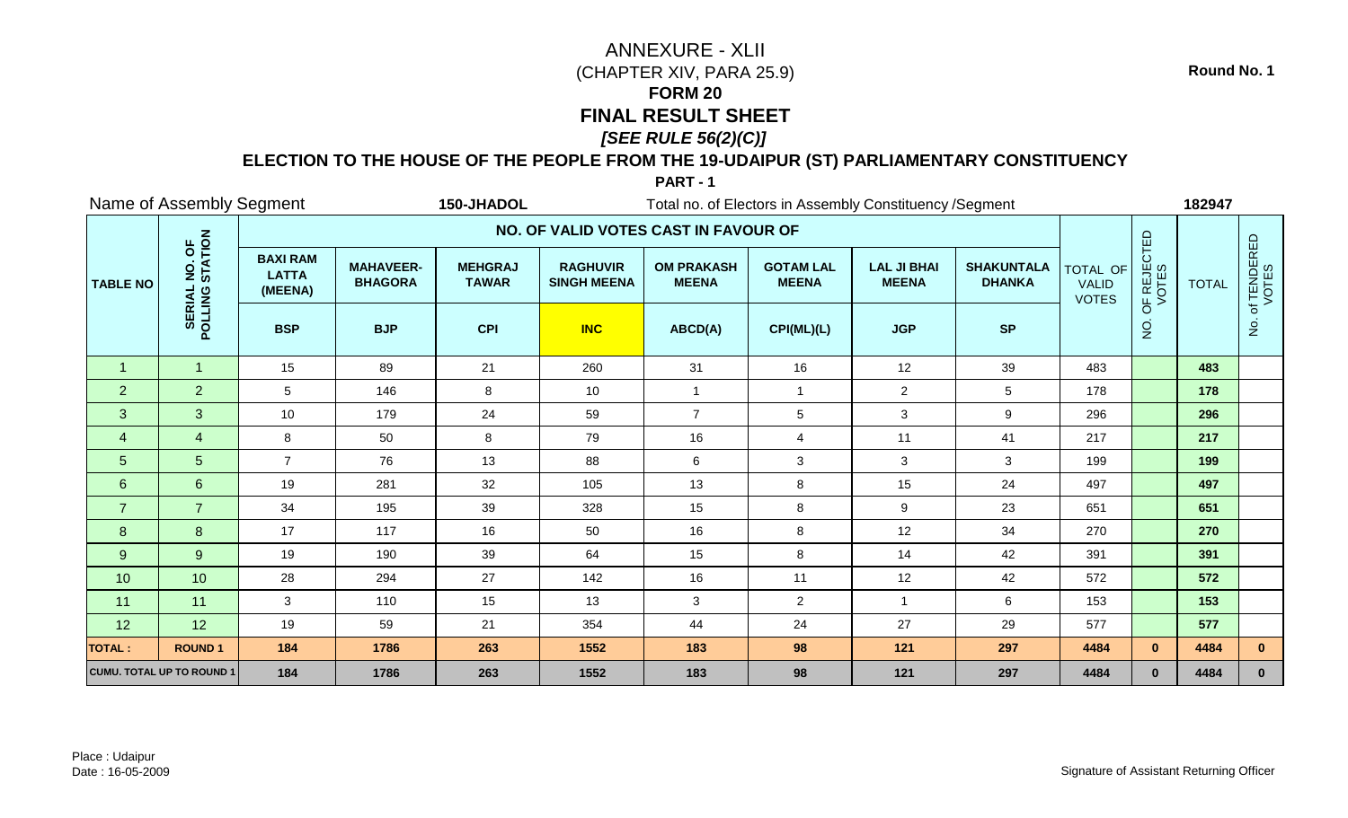Round No. 1

# ANNEXURE - XLII

(CHAPTER XIV, PARA 25.9)

**FORM 20**

## FINAL RESULT SHEET

***[SEE RULE 56(2)(C)]***

**ELECTION TO THE HOUSE OF THE PEOPLE FROM THE 19-UDAIPUR (ST) PARLIAMENTARY CONSTITUENCY**

**PART - 1**

Name of Assembly Segment **150-JHADOL** Total no. of Electors in Assembly Constituency /Segment **182947**

| TABLE NO | SERIAL NO. OF POLLING STATION | NO. OF VALID VOTES CAST IN FAVOUR OF | | | | | | | | TOTAL OF VALID VOTES | NO. OF REJECTED VOTES | TOTAL | No. of TENDERED VOTES |
|---|---|---|---|---|---|---|---|---|---|---|---|---|---|
| | | **BAXI RAM LATTA (MEENA)** | **MAHAVEER-BHAGORA** | **MEHGRAJ TAWAR** | **RAGHUVIR SINGH MEENA** | **OM PRAKASH MEENA** | **GOTAM LAL MEENA** | **LAL JI BHAI MEENA** | **SHAKUNTALA DHANKA** | | | | |
| | | **BSP** | **BJP** | **CPI** | **INC** | **ABCD(A)** | **CPI(ML)(L)** | **JGP** | **SP** | | | | |
| 1 | 1 | 15 | 89 | 21 | 260 | 31 | 16 | 12 | 39 | 483 | | **483** | |
| 2 | 2 | 5 | 146 | 8 | 10 | 1 | 1 | 2 | 5 | 178 | | **178** | |
| 3 | 3 | 10 | 179 | 24 | 59 | 7 | 5 | 3 | 9 | 296 | | **296** | |
| 4 | 4 | 8 | 50 | 8 | 79 | 16 | 4 | 11 | 41 | 217 | | **217** | |
| 5 | 5 | 7 | 76 | 13 | 88 | 6 | 3 | 3 | 3 | 199 | | **199** | |
| 6 | 6 | 19 | 281 | 32 | 105 | 13 | 8 | 15 | 24 | 497 | | **497** | |
| 7 | 7 | 34 | 195 | 39 | 328 | 15 | 8 | 9 | 23 | 651 | | **651** | |
| 8 | 8 | 17 | 117 | 16 | 50 | 16 | 8 | 12 | 34 | 270 | | **270** | |
| 9 | 9 | 19 | 190 | 39 | 64 | 15 | 8 | 14 | 42 | 391 | | **391** | |
| 10 | 10 | 28 | 294 | 27 | 142 | 16 | 11 | 12 | 42 | 572 | | **572** | |
| 11 | 11 | 3 | 110 | 15 | 13 | 3 | 2 | 1 | 6 | 153 | | **153** | |
| 12 | 12 | 19 | 59 | 21 | 354 | 44 | 24 | 27 | 29 | 577 | | **577** | |
| **TOTAL :** | **ROUND 1** | **184** | **1786** | **263** | **1552** | **183** | **98** | **121** | **297** | **4484** | **0** | **4484** | **0** |
| **CUMU. TOTAL UP TO ROUND 1** | | **184** | **1786** | **263** | **1552** | **183** | **98** | **121** | **297** | **4484** | **0** | **4484** | **0** |

Place : Udaipur
Date : 16-05-2009

Signature of Assistant Returning Officer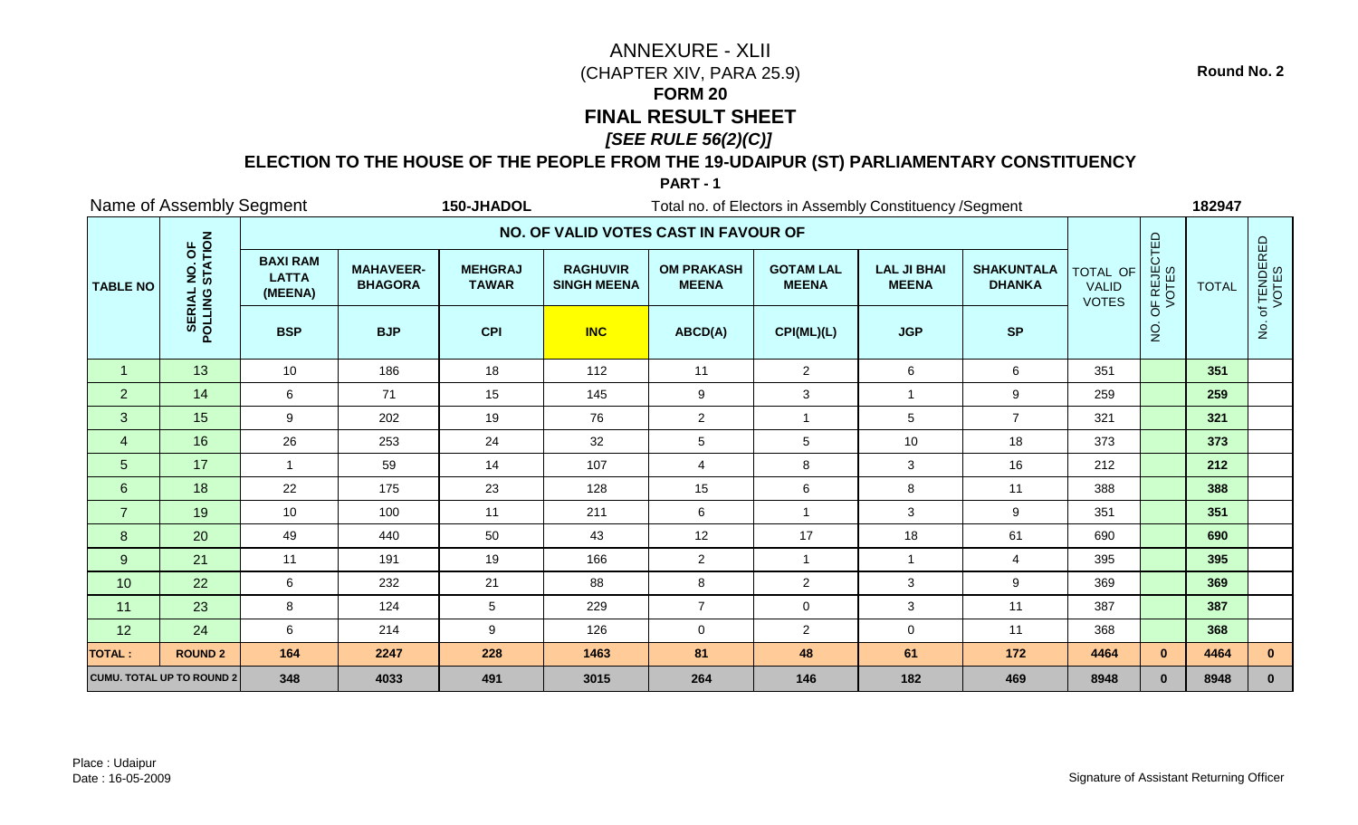Round No. 2

# ANNEXURE - XLII
## (CHAPTER XIV, PARA 25.9)
## FORM 20
## FINAL RESULT SHEET
### *[SEE RULE 56(2)(C)]*

**ELECTION TO THE HOUSE OF THE PEOPLE FROM THE 19-UDAIPUR (ST) PARLIAMENTARY CONSTITUENCY**

**PART - 1**

Name of Assembly Segment **150-JHADOL** Total no. of Electors in Assembly Constituency /Segment **182947**

| TABLE NO | SERIAL NO. OF POLLING STATION | NO. OF VALID VOTES CAST IN FAVOUR OF | | | | | | | | TOTAL OF VALID VOTES | NO. OF REJECTED VOTES | TOTAL | No. of TENDERED VOTES |
|---|---|---|---|---|---|---|---|---|---|---|---|---|---|
| | | BAXI RAM LATTA (MEENA) | MAHAVEER-BHAGORA | MEHGRAJ TAWAR | RAGHUVIR SINGH MEENA | OM PRAKASH MEENA | GOTAM LAL MEENA | LAL JI BHAI MEENA | SHAKUNTALA DHANKA | | | | |
| | | BSP | BJP | CPI | INC | ABCD(A) | CPI(ML)(L) | JGP | SP | | | | |
| 1 | 13 | 10 | 186 | 18 | 112 | 11 | 2 | 6 | 6 | 351 | | 351 | |
| 2 | 14 | 6 | 71 | 15 | 145 | 9 | 3 | 1 | 9 | 259 | | 259 | |
| 3 | 15 | 9 | 202 | 19 | 76 | 2 | 1 | 5 | 7 | 321 | | 321 | |
| 4 | 16 | 26 | 253 | 24 | 32 | 5 | 5 | 10 | 18 | 373 | | 373 | |
| 5 | 17 | 1 | 59 | 14 | 107 | 4 | 8 | 3 | 16 | 212 | | 212 | |
| 6 | 18 | 22 | 175 | 23 | 128 | 15 | 6 | 8 | 11 | 388 | | 388 | |
| 7 | 19 | 10 | 100 | 11 | 211 | 6 | 1 | 3 | 9 | 351 | | 351 | |
| 8 | 20 | 49 | 440 | 50 | 43 | 12 | 17 | 18 | 61 | 690 | | 690 | |
| 9 | 21 | 11 | 191 | 19 | 166 | 2 | 1 | 1 | 4 | 395 | | 395 | |
| 10 | 22 | 6 | 232 | 21 | 88 | 8 | 2 | 3 | 9 | 369 | | 369 | |
| 11 | 23 | 8 | 124 | 5 | 229 | 7 | 0 | 3 | 11 | 387 | | 387 | |
| 12 | 24 | 6 | 214 | 9 | 126 | 0 | 2 | 0 | 11 | 368 | | 368 | |
| **TOTAL :** | **ROUND 2** | **164** | **2247** | **228** | **1463** | **81** | **48** | **61** | **172** | **4464** | **0** | **4464** | **0** |
| **CUMU. TOTAL UP TO ROUND 2** | | **348** | **4033** | **491** | **3015** | **264** | **146** | **182** | **469** | **8948** | **0** | **8948** | **0** |

Place : Udaipur
Date : 16-05-2009

Signature of Assistant Returning Officer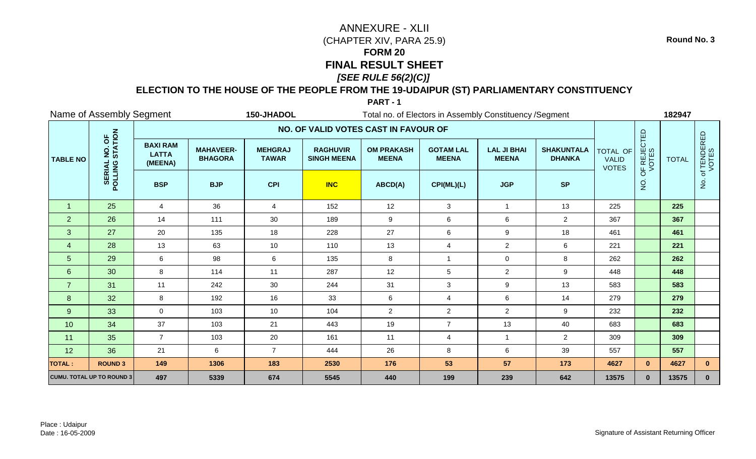Round No. 3

# ANNEXURE - XLII

(CHAPTER XIV, PARA 25.9)

**FORM 20**

**FINAL RESULT SHEET**

***[SEE RULE 56(2)(C)]***

**ELECTION TO THE HOUSE OF THE PEOPLE FROM THE 19-UDAIPUR (ST) PARLIAMENTARY CONSTITUENCY**

**PART - 1**

Name of Assembly Segment **150-JHADOL** Total no. of Electors in Assembly Constituency /Segment **182947**

| TABLE NO | SERIAL NO. OF POLLING STATION | NO. OF VALID VOTES CAST IN FAVOUR OF | | | | | | | | TOTAL OF VALID VOTES | NO. OF REJECTED VOTES | TOTAL | No. of TENDERED VOTES |
|---|---|---|---|---|---|---|---|---|---|---|---|---|---|
| | | BAXI RAM LATTA (MEENA) | MAHAVEER-BHAGORA | MEHGRAJ TAWAR | RAGHUVIR SINGH MEENA | OM PRAKASH MEENA | GOTAM LAL MEENA | LAL JI BHAI MEENA | SHAKUNTALA DHANKA | | | | |
| | | BSP | BJP | CPI | INC | ABCD(A) | CPI(ML)(L) | JGP | SP | | | | |
| 1 | 25 | 4 | 36 | 4 | 152 | 12 | 3 | 1 | 13 | 225 | | **225** | |
| 2 | 26 | 14 | 111 | 30 | 189 | 9 | 6 | 6 | 2 | 367 | | **367** | |
| 3 | 27 | 20 | 135 | 18 | 228 | 27 | 6 | 9 | 18 | 461 | | **461** | |
| 4 | 28 | 13 | 63 | 10 | 110 | 13 | 4 | 2 | 6 | 221 | | **221** | |
| 5 | 29 | 6 | 98 | 6 | 135 | 8 | 1 | 0 | 8 | 262 | | **262** | |
| 6 | 30 | 8 | 114 | 11 | 287 | 12 | 5 | 2 | 9 | 448 | | **448** | |
| 7 | 31 | 11 | 242 | 30 | 244 | 31 | 3 | 9 | 13 | 583 | | **583** | |
| 8 | 32 | 8 | 192 | 16 | 33 | 6 | 4 | 6 | 14 | 279 | | **279** | |
| 9 | 33 | 0 | 103 | 10 | 104 | 2 | 2 | 2 | 9 | 232 | | **232** | |
| 10 | 34 | 37 | 103 | 21 | 443 | 19 | 7 | 13 | 40 | 683 | | **683** | |
| 11 | 35 | 7 | 103 | 20 | 161 | 11 | 4 | 1 | 2 | 309 | | **309** | |
| 12 | 36 | 21 | 6 | 7 | 444 | 26 | 8 | 6 | 39 | 557 | | **557** | |
| **TOTAL :** | **ROUND 3** | **149** | **1306** | **183** | **2530** | **176** | **53** | **57** | **173** | **4627** | **0** | **4627** | **0** |
| **CUMU. TOTAL UP TO ROUND 3** | | **497** | **5339** | **674** | **5545** | **440** | **199** | **239** | **642** | **13575** | **0** | **13575** | **0** |

Place : Udaipur
Date : 16-05-2009

Signature of Assistant Returning Officer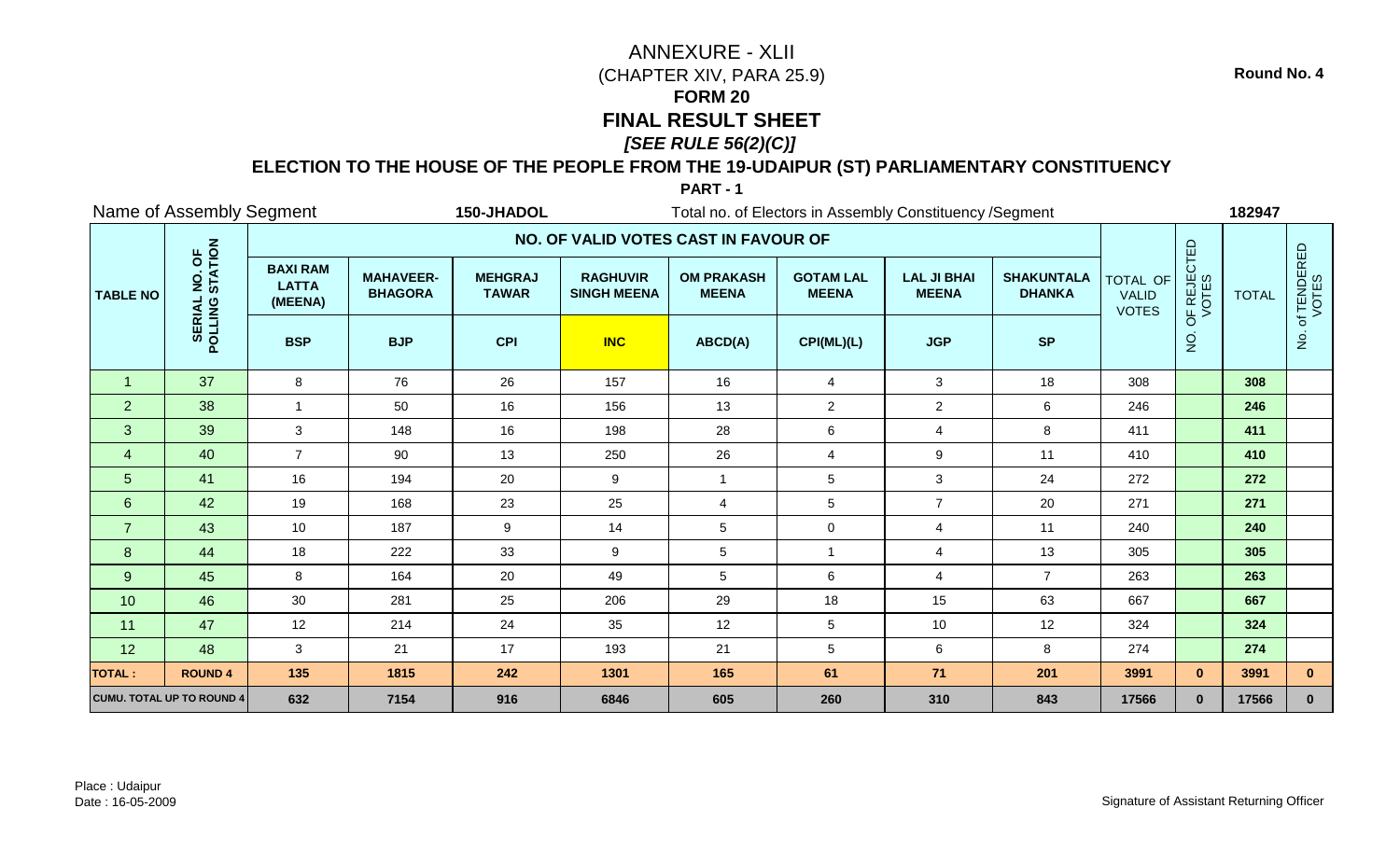Round No. 4

# ANNEXURE - XLII
(CHAPTER XIV, PARA 25.9)

## FORM 20
## FINAL RESULT SHEET
### *[SEE RULE 56(2)(C)]*

**ELECTION TO THE HOUSE OF THE PEOPLE FROM THE 19-UDAIPUR (ST) PARLIAMENTARY CONSTITUENCY**

**PART - 1**

Name of Assembly Segment **150-JHADOL** Total no. of Electors in Assembly Constituency /Segment **182947**

| TABLE NO | SERIAL NO. OF POLLING STATION | NO. OF VALID VOTES CAST IN FAVOUR OF | | | | | | | | TOTAL OF VALID VOTES | NO. OF REJECTED VOTES | TOTAL | No. of TENDERED VOTES |
|---|---|---|---|---|---|---|---|---|---|---|---|---|---|
| | | BAXI RAM LATTA (MEENA) | MAHAVEER-BHAGORA | MEHGRAJ TAWAR | RAGHUVIR SINGH MEENA | OM PRAKASH MEENA | GOTAM LAL MEENA | LAL JI BHAI MEENA | SHAKUNTALA DHANKA | | | | |
| | | BSP | BJP | CPI | INC | ABCD(A) | CPI(ML)(L) | JGP | SP | | | | |
| 1 | 37 | 8 | 76 | 26 | 157 | 16 | 4 | 3 | 18 | 308 | | 308 | |
| 2 | 38 | 1 | 50 | 16 | 156 | 13 | 2 | 2 | 6 | 246 | | 246 | |
| 3 | 39 | 3 | 148 | 16 | 198 | 28 | 6 | 4 | 8 | 411 | | 411 | |
| 4 | 40 | 7 | 90 | 13 | 250 | 26 | 4 | 9 | 11 | 410 | | 410 | |
| 5 | 41 | 16 | 194 | 20 | 9 | 1 | 5 | 3 | 24 | 272 | | 272 | |
| 6 | 42 | 19 | 168 | 23 | 25 | 4 | 5 | 7 | 20 | 271 | | 271 | |
| 7 | 43 | 10 | 187 | 9 | 14 | 5 | 0 | 4 | 11 | 240 | | 240 | |
| 8 | 44 | 18 | 222 | 33 | 9 | 5 | 1 | 4 | 13 | 305 | | 305 | |
| 9 | 45 | 8 | 164 | 20 | 49 | 5 | 6 | 4 | 7 | 263 | | 263 | |
| 10 | 46 | 30 | 281 | 25 | 206 | 29 | 18 | 15 | 63 | 667 | | 667 | |
| 11 | 47 | 12 | 214 | 24 | 35 | 12 | 5 | 10 | 12 | 324 | | 324 | |
| 12 | 48 | 3 | 21 | 17 | 193 | 21 | 5 | 6 | 8 | 274 | | 274 | |
| **TOTAL :** | **ROUND 4** | **135** | **1815** | **242** | **1301** | **165** | **61** | **71** | **201** | **3991** | **0** | **3991** | **0** |
| **CUMU. TOTAL UP TO ROUND 4** | | **632** | **7154** | **916** | **6846** | **605** | **260** | **310** | **843** | **17566** | **0** | **17566** | **0** |

Place : Udaipur
Date : 16-05-2009

Signature of Assistant Returning Officer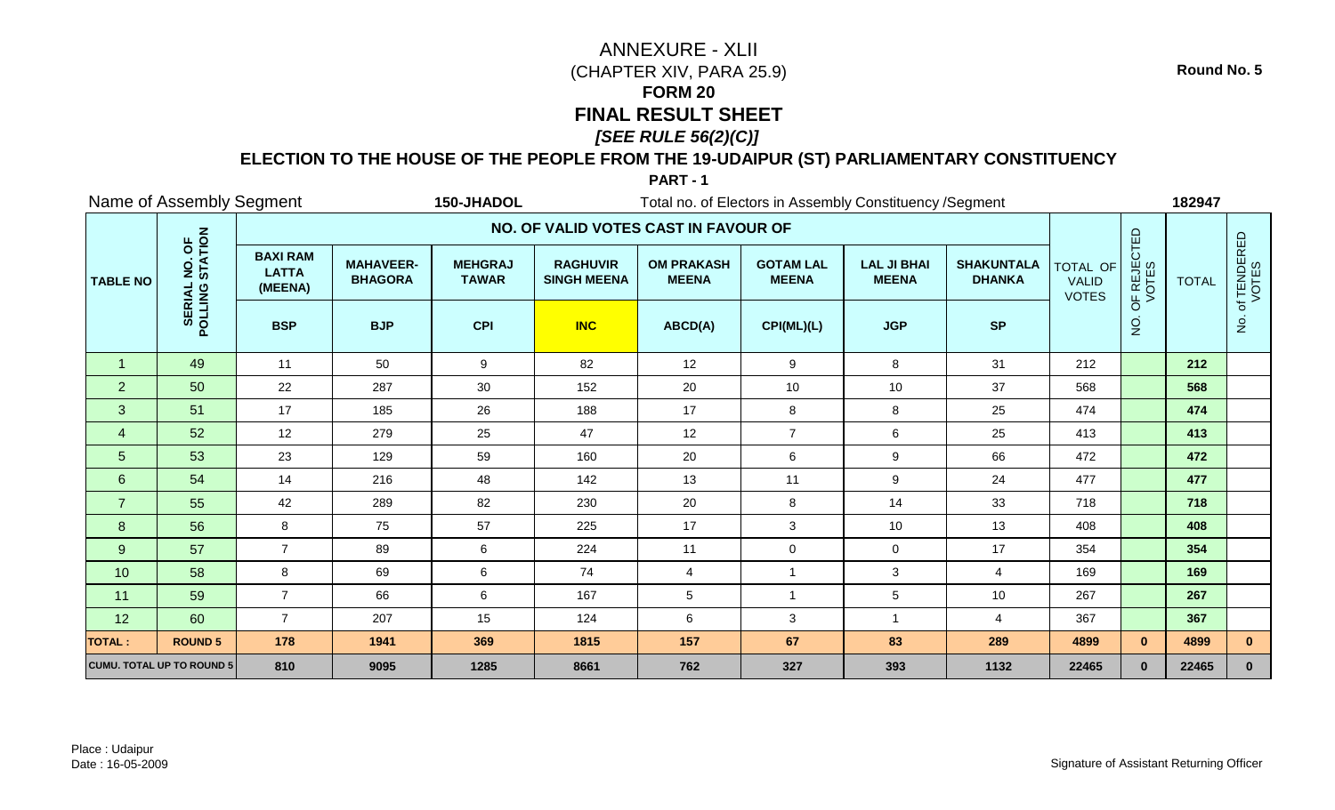# ANNEXURE - XLII

(CHAPTER XIV, PARA 25.9)

**FORM 20**

**FINAL RESULT SHEET**

***[SEE RULE 56(2)(C)]***

**Round No. 5**

**ELECTION TO THE HOUSE OF THE PEOPLE FROM THE 19-UDAIPUR (ST) PARLIAMENTARY CONSTITUENCY**

**PART - 1**

Name of Assembly Segment **150-JHADOL** Total no. of Electors in Assembly Constituency /Segment **182947**

| TABLE NO | SERIAL NO. OF POLLING STATION | NO. OF VALID VOTES CAST IN FAVOUR OF | | | | | | | | TOTAL OF VALID VOTES | NO. OF REJECTED VOTES | TOTAL | No. of TENDERED VOTES |
|---|---|---|---|---|---|---|---|---|---|---|---|---|---|
| | | BAXI RAM LATTA (MEENA) | MAHAVEER-BHAGORA | MEHGRAJ TAWAR | RAGHUVIR SINGH MEENA | OM PRAKASH MEENA | GOTAM LAL MEENA | LAL JI BHAI MEENA | SHAKUNTALA DHANKA | | | | |
| | | BSP | BJP | CPI | INC | ABCD(A) | CPI(ML)(L) | JGP | SP | | | | |
| 1 | 49 | 11 | 50 | 9 | 82 | 12 | 9 | 8 | 31 | 212 | | **212** | |
| 2 | 50 | 22 | 287 | 30 | 152 | 20 | 10 | 10 | 37 | 568 | | **568** | |
| 3 | 51 | 17 | 185 | 26 | 188 | 17 | 8 | 8 | 25 | 474 | | **474** | |
| 4 | 52 | 12 | 279 | 25 | 47 | 12 | 7 | 6 | 25 | 413 | | **413** | |
| 5 | 53 | 23 | 129 | 59 | 160 | 20 | 6 | 9 | 66 | 472 | | **472** | |
| 6 | 54 | 14 | 216 | 48 | 142 | 13 | 11 | 9 | 24 | 477 | | **477** | |
| 7 | 55 | 42 | 289 | 82 | 230 | 20 | 8 | 14 | 33 | 718 | | **718** | |
| 8 | 56 | 8 | 75 | 57 | 225 | 17 | 3 | 10 | 13 | 408 | | **408** | |
| 9 | 57 | 7 | 89 | 6 | 224 | 11 | 0 | 0 | 17 | 354 | | **354** | |
| 10 | 58 | 8 | 69 | 6 | 74 | 4 | 1 | 3 | 4 | 169 | | **169** | |
| 11 | 59 | 7 | 66 | 6 | 167 | 5 | 1 | 5 | 10 | 267 | | **267** | |
| 12 | 60 | 7 | 207 | 15 | 124 | 6 | 3 | 1 | 4 | 367 | | **367** | |
| **TOTAL :** | **ROUND 5** | **178** | **1941** | **369** | **1815** | **157** | **67** | **83** | **289** | **4899** | **0** | **4899** | **0** |
| **CUMU. TOTAL UP TO ROUND 5** | | **810** | **9095** | **1285** | **8661** | **762** | **327** | **393** | **1132** | **22465** | **0** | **22465** | **0** |

Place : Udaipur
Date : 16-05-2009

Signature of Assistant Returning Officer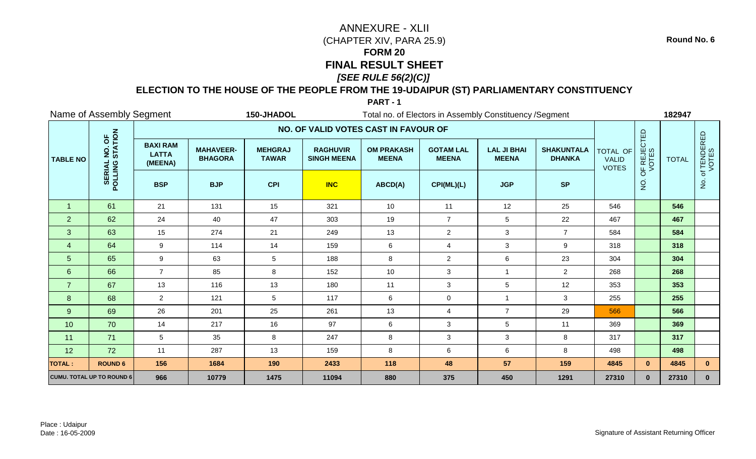Round No. 6

# ANNEXURE - XLII

(CHAPTER XIV, PARA 25.9)

**FORM 20**

**FINAL RESULT SHEET**

***[SEE RULE 56(2)(C)]***

**ELECTION TO THE HOUSE OF THE PEOPLE FROM THE 19-UDAIPUR (ST) PARLIAMENTARY CONSTITUENCY**

**PART - 1**

Name of Assembly Segment **150-JHADOL** Total no. of Electors in Assembly Constituency /Segment **182947**

| TABLE NO | SERIAL NO. OF POLLING STATION | NO. OF VALID VOTES CAST IN FAVOUR OF | | | | | | | | TOTAL OF VALID VOTES | NO. OF REJECTED VOTES | TOTAL | No. of TENDERED VOTES |
|---|---|---|---|---|---|---|---|---|---|---|---|---|---|
| | | BAXI RAM LATTA (MEENA) | MAHAVEER-BHAGORA | MEHGRAJ TAWAR | RAGHUVIR SINGH MEENA | OM PRAKASH MEENA | GOTAM LAL MEENA | LAL JI BHAI MEENA | SHAKUNTALA DHANKA | | | | |
| | | BSP | BJP | CPI | INC | ABCD(A) | CPI(ML)(L) | JGP | SP | | | | |
| 1 | 61 | 21 | 131 | 15 | 321 | 10 | 11 | 12 | 25 | 546 | | **546** | |
| 2 | 62 | 24 | 40 | 47 | 303 | 19 | 7 | 5 | 22 | 467 | | **467** | |
| 3 | 63 | 15 | 274 | 21 | 249 | 13 | 2 | 3 | 7 | 584 | | **584** | |
| 4 | 64 | 9 | 114 | 14 | 159 | 6 | 4 | 3 | 9 | 318 | | **318** | |
| 5 | 65 | 9 | 63 | 5 | 188 | 8 | 2 | 6 | 23 | 304 | | **304** | |
| 6 | 66 | 7 | 85 | 8 | 152 | 10 | 3 | 1 | 2 | 268 | | **268** | |
| 7 | 67 | 13 | 116 | 13 | 180 | 11 | 3 | 5 | 12 | 353 | | **353** | |
| 8 | 68 | 2 | 121 | 5 | 117 | 6 | 0 | 1 | 3 | 255 | | **255** | |
| 9 | 69 | 26 | 201 | 25 | 261 | 13 | 4 | 7 | 29 | 566 | | **566** | |
| 10 | 70 | 14 | 217 | 16 | 97 | 6 | 3 | 5 | 11 | 369 | | **369** | |
| 11 | 71 | 5 | 35 | 8 | 247 | 8 | 3 | 3 | 8 | 317 | | **317** | |
| 12 | 72 | 11 | 287 | 13 | 159 | 8 | 6 | 6 | 8 | 498 | | **498** | |
| **TOTAL :** | **ROUND 6** | **156** | **1684** | **190** | **2433** | **118** | **48** | **57** | **159** | **4845** | **0** | **4845** | **0** |
| **CUMU. TOTAL UP TO ROUND 6** | | **966** | **10779** | **1475** | **11094** | **880** | **375** | **450** | **1291** | **27310** | **0** | **27310** | **0** |

Place : Udaipur
Date : 16-05-2009

Signature of Assistant Returning Officer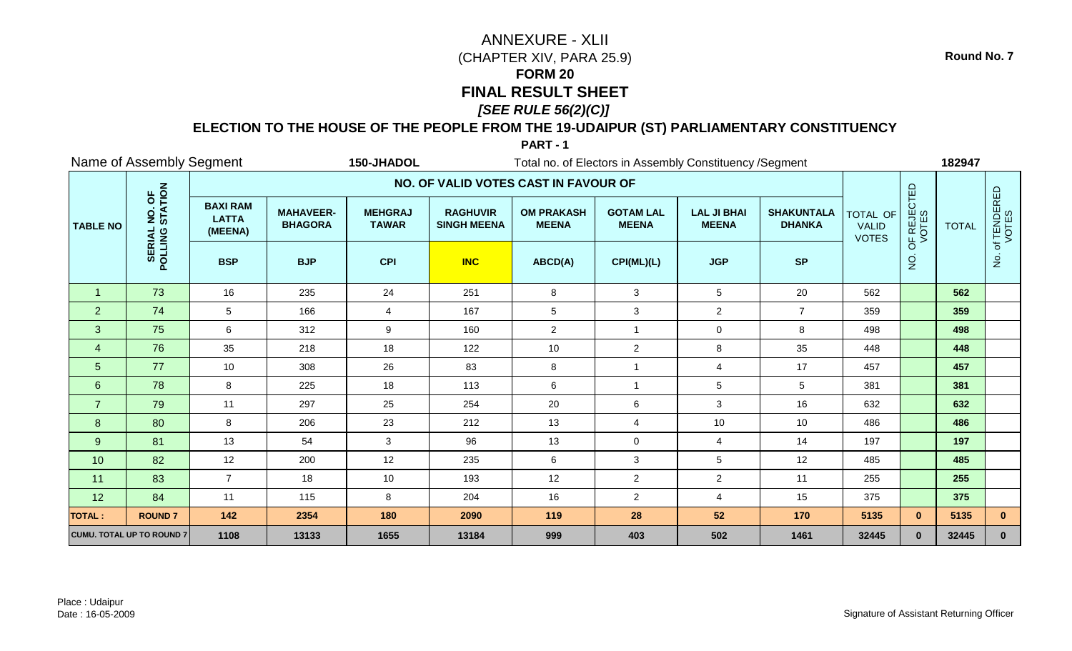# ANNEXURE - XLII

(CHAPTER XIV, PARA 25.9)

**FORM 20**

**FINAL RESULT SHEET**

***[SEE RULE 56(2)(C)]***

**ELECTION TO THE HOUSE OF THE PEOPLE FROM THE 19-UDAIPUR (ST) PARLIAMENTARY CONSTITUENCY**

**PART - 1**

**Round No. 7**

Name of Assembly Segment **150-JHADOL** Total no. of Electors in Assembly Constituency /Segment **182947**

| TABLE NO | SERIAL NO. OF POLLING STATION | NO. OF VALID VOTES CAST IN FAVOUR OF | | | | | | | | TOTAL OF VALID VOTES | NO. OF REJECTED VOTES | TOTAL | No. of TENDERED VOTES |
|---|---|---|---|---|---|---|---|---|---|---|---|---|---|
| | | BAXI RAM LATTA (MEENA) | MAHAVEER-BHAGORA | MEHGRAJ TAWAR | RAGHUVIR SINGH MEENA | OM PRAKASH MEENA | GOTAM LAL MEENA | LAL JI BHAI MEENA | SHAKUNTALA DHANKA | | | | |
| | | BSP | BJP | CPI | INC | ABCD(A) | CPI(ML)(L) | JGP | SP | | | | |
| 1 | 73 | 16 | 235 | 24 | 251 | 8 | 3 | 5 | 20 | 562 | | 562 | |
| 2 | 74 | 5 | 166 | 4 | 167 | 5 | 3 | 2 | 7 | 359 | | 359 | |
| 3 | 75 | 6 | 312 | 9 | 160 | 2 | 1 | 0 | 8 | 498 | | 498 | |
| 4 | 76 | 35 | 218 | 18 | 122 | 10 | 2 | 8 | 35 | 448 | | 448 | |
| 5 | 77 | 10 | 308 | 26 | 83 | 8 | 1 | 4 | 17 | 457 | | 457 | |
| 6 | 78 | 8 | 225 | 18 | 113 | 6 | 1 | 5 | 5 | 381 | | 381 | |
| 7 | 79 | 11 | 297 | 25 | 254 | 20 | 6 | 3 | 16 | 632 | | 632 | |
| 8 | 80 | 8 | 206 | 23 | 212 | 13 | 4 | 10 | 10 | 486 | | 486 | |
| 9 | 81 | 13 | 54 | 3 | 96 | 13 | 0 | 4 | 14 | 197 | | 197 | |
| 10 | 82 | 12 | 200 | 12 | 235 | 6 | 3 | 5 | 12 | 485 | | 485 | |
| 11 | 83 | 7 | 18 | 10 | 193 | 12 | 2 | 2 | 11 | 255 | | 255 | |
| 12 | 84 | 11 | 115 | 8 | 204 | 16 | 2 | 4 | 15 | 375 | | 375 | |
| **TOTAL :** | **ROUND 7** | **142** | **2354** | **180** | **2090** | **119** | **28** | **52** | **170** | **5135** | **0** | **5135** | **0** |
| **CUMU. TOTAL UP TO ROUND 7** | | **1108** | **13133** | **1655** | **13184** | **999** | **403** | **502** | **1461** | **32445** | **0** | **32445** | **0** |

Place : Udaipur
Date : 16-05-2009

Signature of Assistant Returning Officer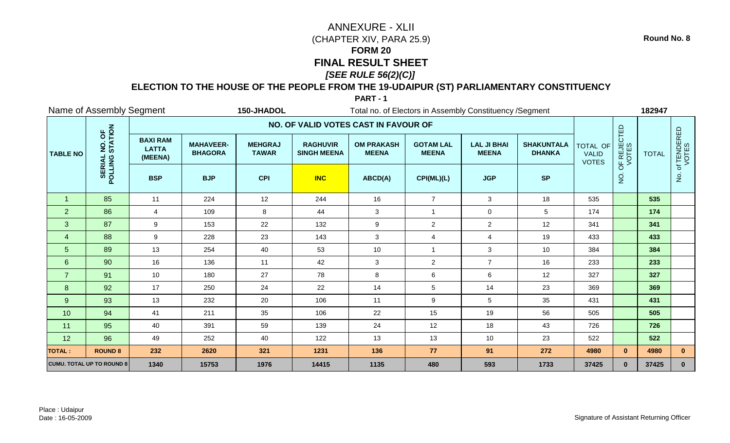Round No. 8

# ANNEXURE - XLII

(CHAPTER XIV, PARA 25.9)

## FORM 20

## FINAL RESULT SHEET

***[SEE RULE 56(2)(C)]***

### ELECTION TO THE HOUSE OF THE PEOPLE FROM THE 19-UDAIPUR (ST) PARLIAMENTARY CONSTITUENCY

**PART - 1**

Name of Assembly Segment **150-JHADOL** Total no. of Electors in Assembly Constituency /Segment **182947**

| TABLE NO | SERIAL NO. OF POLLING STATION | NO. OF VALID VOTES CAST IN FAVOUR OF | | | | | | | | TOTAL OF VALID VOTES | NO. OF REJECTED VOTES | TOTAL | No. of TENDERED VOTES |
|---|---|---|---|---|---|---|---|---|---|---|---|---|---|
| | | BAXI RAM LATTA (MEENA) | MAHAVEER-BHAGORA | MEHGRAJ TAWAR | RAGHUVIR SINGH MEENA | OM PRAKASH MEENA | GOTAM LAL MEENA | LAL JI BHAI MEENA | SHAKUNTALA DHANKA | | | | |
| | | BSP | BJP | CPI | INC | ABCD(A) | CPI(ML)(L) | JGP | SP | | | | |
| 1 | 85 | 11 | 224 | 12 | 244 | 16 | 7 | 3 | 18 | 535 | | **535** | |
| 2 | 86 | 4 | 109 | 8 | 44 | 3 | 1 | 0 | 5 | 174 | | **174** | |
| 3 | 87 | 9 | 153 | 22 | 132 | 9 | 2 | 2 | 12 | 341 | | **341** | |
| 4 | 88 | 9 | 228 | 23 | 143 | 3 | 4 | 4 | 19 | 433 | | **433** | |
| 5 | 89 | 13 | 254 | 40 | 53 | 10 | 1 | 3 | 10 | 384 | | **384** | |
| 6 | 90 | 16 | 136 | 11 | 42 | 3 | 2 | 7 | 16 | 233 | | **233** | |
| 7 | 91 | 10 | 180 | 27 | 78 | 8 | 6 | 6 | 12 | 327 | | **327** | |
| 8 | 92 | 17 | 250 | 24 | 22 | 14 | 5 | 14 | 23 | 369 | | **369** | |
| 9 | 93 | 13 | 232 | 20 | 106 | 11 | 9 | 5 | 35 | 431 | | **431** | |
| 10 | 94 | 41 | 211 | 35 | 106 | 22 | 15 | 19 | 56 | 505 | | **505** | |
| 11 | 95 | 40 | 391 | 59 | 139 | 24 | 12 | 18 | 43 | 726 | | **726** | |
| 12 | 96 | 49 | 252 | 40 | 122 | 13 | 13 | 10 | 23 | 522 | | **522** | |
| **TOTAL :** | **ROUND 8** | **232** | **2620** | **321** | **1231** | **136** | **77** | **91** | **272** | **4980** | **0** | **4980** | **0** |
| **CUMU. TOTAL UP TO ROUND 8** | | **1340** | **15753** | **1976** | **14415** | **1135** | **480** | **593** | **1733** | **37425** | **0** | **37425** | **0** |

Place : Udaipur
Date : 16-05-2009

Signature of Assistant Returning Officer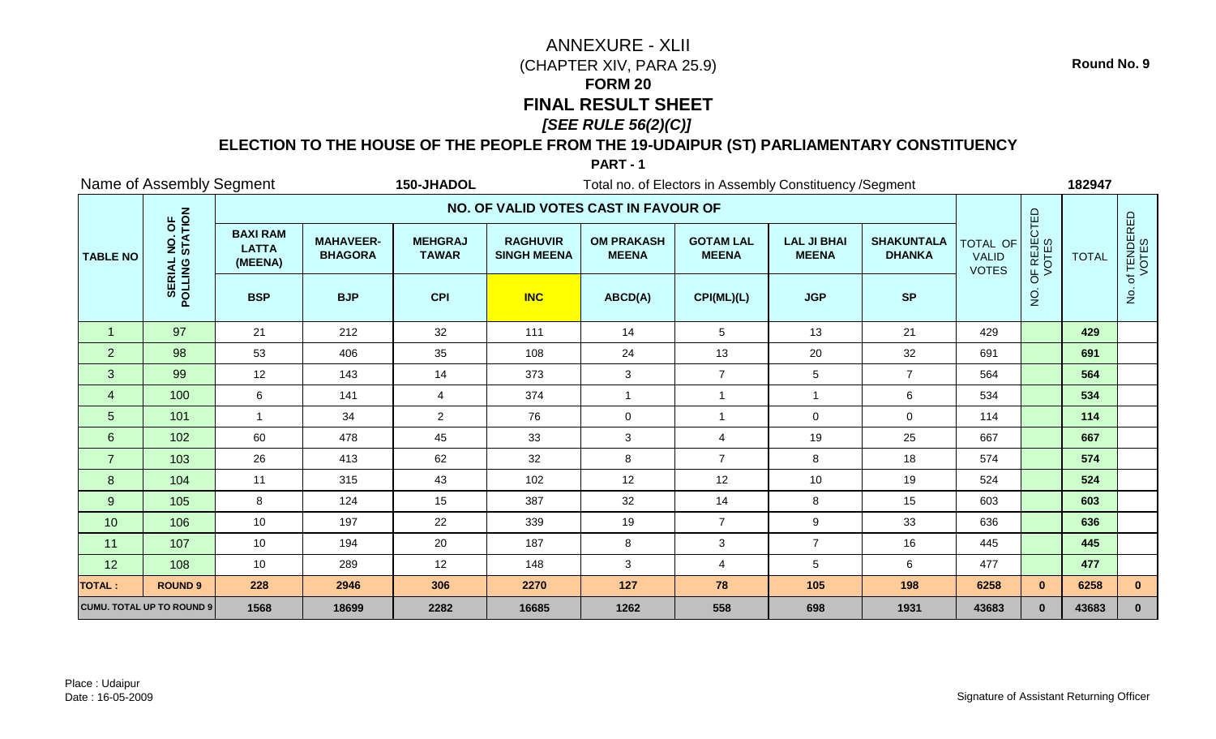Round No. 9

# ANNEXURE - XLII
(CHAPTER XIV, PARA 25.9)

**FORM 20**

## FINAL RESULT SHEET

***[SEE RULE 56(2)(C)]***

**ELECTION TO THE HOUSE OF THE PEOPLE FROM THE 19-UDAIPUR (ST) PARLIAMENTARY CONSTITUENCY**

**PART - 1**

Name of Assembly Segment **150-JHADOL** Total no. of Electors in Assembly Constituency /Segment **182947**

| TABLE NO | SERIAL NO. OF POLLING STATION | NO. OF VALID VOTES CAST IN FAVOUR OF | | | | | | | | TOTAL OF VALID VOTES | NO. OF REJECTED VOTES | TOTAL | No. of TENDERED VOTES |
|---|---|---|---|---|---|---|---|---|---|---|---|---|---|
| | | BAXI RAM LATTA (MEENA) | MAHAVEER-BHAGORA | MEHGRAJ TAWAR | RAGHUVIR SINGH MEENA | OM PRAKASH MEENA | GOTAM LAL MEENA | LAL JI BHAI MEENA | SHAKUNTALA DHANKA | | | | |
| | | BSP | BJP | CPI | INC | ABCD(A) | CPI(ML)(L) | JGP | SP | | | | |
| 1 | 97 | 21 | 212 | 32 | 111 | 14 | 5 | 13 | 21 | 429 | | 429 | |
| 2 | 98 | 53 | 406 | 35 | 108 | 24 | 13 | 20 | 32 | 691 | | 691 | |
| 3 | 99 | 12 | 143 | 14 | 373 | 3 | 7 | 5 | 7 | 564 | | 564 | |
| 4 | 100 | 6 | 141 | 4 | 374 | 1 | 1 | 1 | 6 | 534 | | 534 | |
| 5 | 101 | 1 | 34 | 2 | 76 | 0 | 1 | 0 | 0 | 114 | | 114 | |
| 6 | 102 | 60 | 478 | 45 | 33 | 3 | 4 | 19 | 25 | 667 | | 667 | |
| 7 | 103 | 26 | 413 | 62 | 32 | 8 | 7 | 8 | 18 | 574 | | 574 | |
| 8 | 104 | 11 | 315 | 43 | 102 | 12 | 12 | 10 | 19 | 524 | | 524 | |
| 9 | 105 | 8 | 124 | 15 | 387 | 32 | 14 | 8 | 15 | 603 | | 603 | |
| 10 | 106 | 10 | 197 | 22 | 339 | 19 | 7 | 9 | 33 | 636 | | 636 | |
| 11 | 107 | 10 | 194 | 20 | 187 | 8 | 3 | 7 | 16 | 445 | | 445 | |
| 12 | 108 | 10 | 289 | 12 | 148 | 3 | 4 | 5 | 6 | 477 | | 477 | |
| **TOTAL :** | **ROUND 9** | **228** | **2946** | **306** | **2270** | **127** | **78** | **105** | **198** | **6258** | **0** | **6258** | **0** |
| **CUMU. TOTAL UP TO ROUND 9** | | **1568** | **18699** | **2282** | **16685** | **1262** | **558** | **698** | **1931** | **43683** | **0** | **43683** | **0** |

Place : Udaipur
Date : 16-05-2009

Signature of Assistant Returning Officer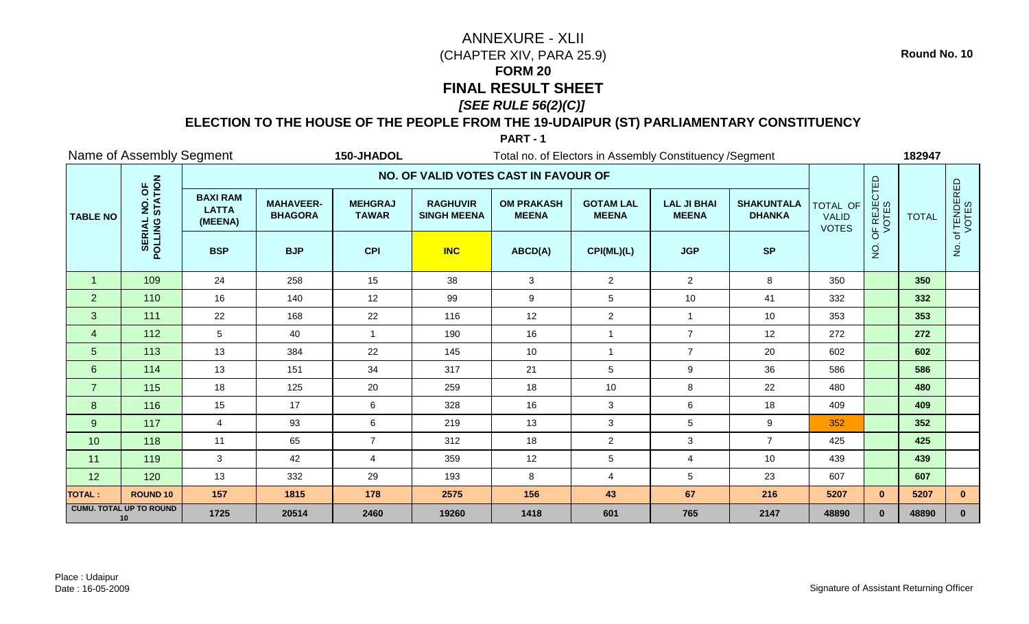Round No. 10

# ANNEXURE - XLII

(CHAPTER XIV, PARA 25.9)

**FORM 20**

**FINAL RESULT SHEET**

***[SEE RULE 56(2)(C)]***

**ELECTION TO THE HOUSE OF THE PEOPLE FROM THE 19-UDAIPUR (ST) PARLIAMENTARY CONSTITUENCY**

**PART - 1**

Name of Assembly Segment **150-JHADOL** Total no. of Electors in Assembly Constituency /Segment **182947**

| TABLE NO | SERIAL NO. OF POLLING STATION | NO. OF VALID VOTES CAST IN FAVOUR OF | | | | | | | | TOTAL OF VALID VOTES | NO. OF REJECTED VOTES | TOTAL | No. of TENDERED VOTES |
|---|---|---|---|---|---|---|---|---|---|---|---|---|---|
| | | **BAXI RAM LATTA (MEENA)** | **MAHAVEER-BHAGORA** | **MEHGRAJ TAWAR** | **RAGHUVIR SINGH MEENA** | **OM PRAKASH MEENA** | **GOTAM LAL MEENA** | **LAL JI BHAI MEENA** | **SHAKUNTALA DHANKA** | | | | |
| | | **BSP** | **BJP** | **CPI** | **INC** | **ABCD(A)** | **CPI(ML)(L)** | **JGP** | **SP** | | | | |
| 1 | 109 | 24 | 258 | 15 | 38 | 3 | 2 | 2 | 8 | 350 | | **350** | |
| 2 | 110 | 16 | 140 | 12 | 99 | 9 | 5 | 10 | 41 | 332 | | **332** | |
| 3 | 111 | 22 | 168 | 22 | 116 | 12 | 2 | 1 | 10 | 353 | | **353** | |
| 4 | 112 | 5 | 40 | 1 | 190 | 16 | 1 | 7 | 12 | 272 | | **272** | |
| 5 | 113 | 13 | 384 | 22 | 145 | 10 | 1 | 7 | 20 | 602 | | **602** | |
| 6 | 114 | 13 | 151 | 34 | 317 | 21 | 5 | 9 | 36 | 586 | | **586** | |
| 7 | 115 | 18 | 125 | 20 | 259 | 18 | 10 | 8 | 22 | 480 | | **480** | |
| 8 | 116 | 15 | 17 | 6 | 328 | 16 | 3 | 6 | 18 | 409 | | **409** | |
| 9 | 117 | 4 | 93 | 6 | 219 | 13 | 3 | 5 | 9 | 352 | | **352** | |
| 10 | 118 | 11 | 65 | 7 | 312 | 18 | 2 | 3 | 7 | 425 | | **425** | |
| 11 | 119 | 3 | 42 | 4 | 359 | 12 | 5 | 4 | 10 | 439 | | **439** | |
| 12 | 120 | 13 | 332 | 29 | 193 | 8 | 4 | 5 | 23 | 607 | | **607** | |
| **TOTAL :** | **ROUND 10** | **157** | **1815** | **178** | **2575** | **156** | **43** | **67** | **216** | **5207** | **0** | **5207** | **0** |
| **CUMU. TOTAL UP TO ROUND 10** | | **1725** | **20514** | **2460** | **19260** | **1418** | **601** | **765** | **2147** | **48890** | **0** | **48890** | **0** |

Place : Udaipur
Date : 16-05-2009

Signature of Assistant Returning Officer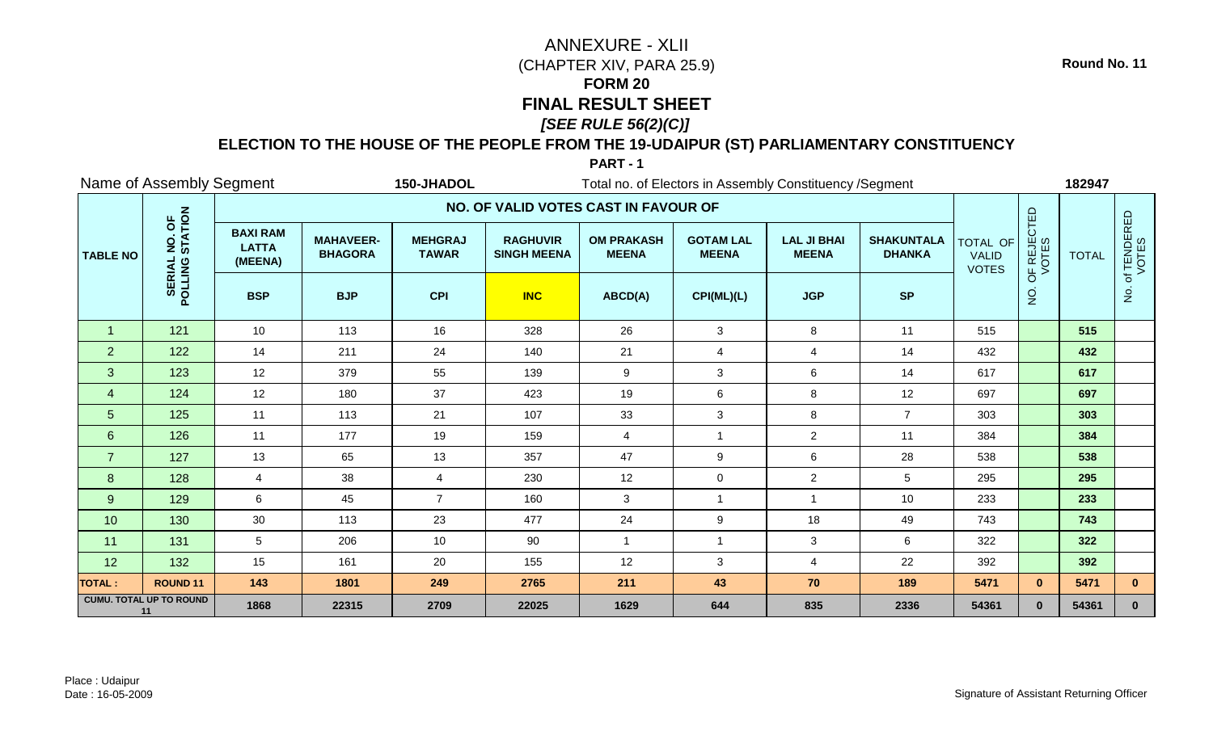# ANNEXURE - XLII

(CHAPTER XIV, PARA 25.9)

**FORM 20**

**FINAL RESULT SHEET**

***[SEE RULE 56(2)(C)]***

**ELECTION TO THE HOUSE OF THE PEOPLE FROM THE 19-UDAIPUR (ST) PARLIAMENTARY CONSTITUENCY**

**PART - 1**

**Round No. 11**

Name of Assembly Segment **150-JHADOL** Total no. of Electors in Assembly Constituency /Segment **182947**

| TABLE NO | SERIAL NO. OF POLLING STATION | NO. OF VALID VOTES CAST IN FAVOUR OF | | | | | | | | TOTAL OF VALID VOTES | NO. OF REJECTED VOTES | TOTAL | No. of TENDERED VOTES |
|---|---|---|---|---|---|---|---|---|---|---|---|---|---|
| | | BAXI RAM LATTA (MEENA) | MAHAVEER-BHAGORA | MEHGRAJ TAWAR | RAGHUVIR SINGH MEENA | OM PRAKASH MEENA | GOTAM LAL MEENA | LAL JI BHAI MEENA | SHAKUNTALA DHANKA | | | | |
| | | BSP | BJP | CPI | INC | ABCD(A) | CPI(ML)(L) | JGP | SP | | | | |
| 1 | 121 | 10 | 113 | 16 | 328 | 26 | 3 | 8 | 11 | 515 | | **515** | |
| 2 | 122 | 14 | 211 | 24 | 140 | 21 | 4 | 4 | 14 | 432 | | **432** | |
| 3 | 123 | 12 | 379 | 55 | 139 | 9 | 3 | 6 | 14 | 617 | | **617** | |
| 4 | 124 | 12 | 180 | 37 | 423 | 19 | 6 | 8 | 12 | 697 | | **697** | |
| 5 | 125 | 11 | 113 | 21 | 107 | 33 | 3 | 8 | 7 | 303 | | **303** | |
| 6 | 126 | 11 | 177 | 19 | 159 | 4 | 1 | 2 | 11 | 384 | | **384** | |
| 7 | 127 | 13 | 65 | 13 | 357 | 47 | 9 | 6 | 28 | 538 | | **538** | |
| 8 | 128 | 4 | 38 | 4 | 230 | 12 | 0 | 2 | 5 | 295 | | **295** | |
| 9 | 129 | 6 | 45 | 7 | 160 | 3 | 1 | 1 | 10 | 233 | | **233** | |
| 10 | 130 | 30 | 113 | 23 | 477 | 24 | 9 | 18 | 49 | 743 | | **743** | |
| 11 | 131 | 5 | 206 | 10 | 90 | 1 | 1 | 3 | 6 | 322 | | **322** | |
| 12 | 132 | 15 | 161 | 20 | 155 | 12 | 3 | 4 | 22 | 392 | | **392** | |
| **TOTAL :** | **ROUND 11** | **143** | **1801** | **249** | **2765** | **211** | **43** | **70** | **189** | **5471** | **0** | **5471** | **0** |
| **CUMU. TOTAL UP TO ROUND 11** | | **1868** | **22315** | **2709** | **22025** | **1629** | **644** | **835** | **2336** | **54361** | **0** | **54361** | **0** |

Place : Udaipur
Date : 16-05-2009

Signature of Assistant Returning Officer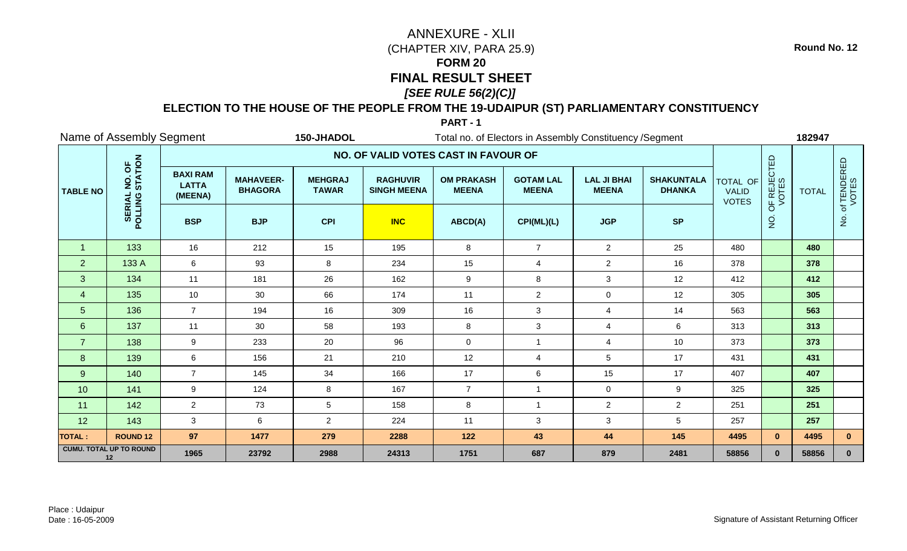# ANNEXURE - XLII

(CHAPTER XIV, PARA 25.9)

**FORM 20**

**FINAL RESULT SHEET**

***[SEE RULE 56(2)(C)]***

**Round No. 12**

## ELECTION TO THE HOUSE OF THE PEOPLE FROM THE 19-UDAIPUR (ST) PARLIAMENTARY CONSTITUENCY

**PART - 1**

Name of Assembly Segment **150-JHADOL** Total no. of Electors in Assembly Constituency /Segment **182947**

| TABLE NO | SERIAL NO. OF POLLING STATION | NO. OF VALID VOTES CAST IN FAVOUR OF | | | | | | | | TOTAL OF VALID VOTES | NO. OF REJECTED VOTES | TOTAL | No. of TENDERED VOTES |
|---|---|---|---|---|---|---|---|---|---|---|---|---|---|
| | | BAXI RAM LATTA (MEENA) | MAHAVEER-BHAGORA | MEHGRAJ TAWAR | RAGHUVIR SINGH MEENA | OM PRAKASH MEENA | GOTAM LAL MEENA | LAL JI BHAI MEENA | SHAKUNTALA DHANKA | | | | |
| | | BSP | BJP | CPI | INC | ABCD(A) | CPI(ML)(L) | JGP | SP | | | | |
| 1 | 133 | 16 | 212 | 15 | 195 | 8 | 7 | 2 | 25 | 480 | | **480** | |
| 2 | 133 A | 6 | 93 | 8 | 234 | 15 | 4 | 2 | 16 | 378 | | **378** | |
| 3 | 134 | 11 | 181 | 26 | 162 | 9 | 8 | 3 | 12 | 412 | | **412** | |
| 4 | 135 | 10 | 30 | 66 | 174 | 11 | 2 | 0 | 12 | 305 | | **305** | |
| 5 | 136 | 7 | 194 | 16 | 309 | 16 | 3 | 4 | 14 | 563 | | **563** | |
| 6 | 137 | 11 | 30 | 58 | 193 | 8 | 3 | 4 | 6 | 313 | | **313** | |
| 7 | 138 | 9 | 233 | 20 | 96 | 0 | 1 | 4 | 10 | 373 | | **373** | |
| 8 | 139 | 6 | 156 | 21 | 210 | 12 | 4 | 5 | 17 | 431 | | **431** | |
| 9 | 140 | 7 | 145 | 34 | 166 | 17 | 6 | 15 | 17 | 407 | | **407** | |
| 10 | 141 | 9 | 124 | 8 | 167 | 7 | 1 | 0 | 9 | 325 | | **325** | |
| 11 | 142 | 2 | 73 | 5 | 158 | 8 | 1 | 2 | 2 | 251 | | **251** | |
| 12 | 143 | 3 | 6 | 2 | 224 | 11 | 3 | 3 | 5 | 257 | | **257** | |
| **TOTAL :** | **ROUND 12** | **97** | **1477** | **279** | **2288** | **122** | **43** | **44** | **145** | **4495** | **0** | **4495** | **0** |
| **CUMU. TOTAL UP TO ROUND 12** | | **1965** | **23792** | **2988** | **24313** | **1751** | **687** | **879** | **2481** | **58856** | **0** | **58856** | **0** |

Place : Udaipur

Date : 16-05-2009

Signature of Assistant Returning Officer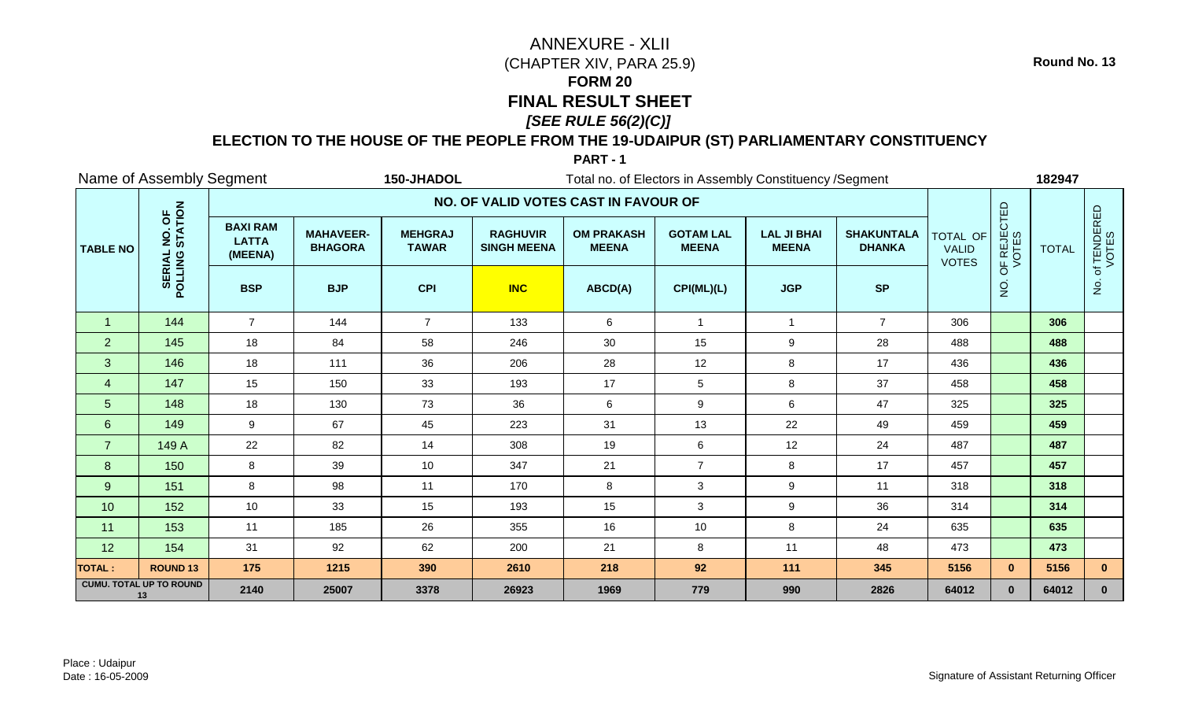Round No. 13

# ANNEXURE - XLII

(CHAPTER XIV, PARA 25.9)

**FORM 20**

**FINAL RESULT SHEET**

***[SEE RULE 56(2)(C)]***

**ELECTION TO THE HOUSE OF THE PEOPLE FROM THE 19-UDAIPUR (ST) PARLIAMENTARY CONSTITUENCY**

**PART - 1**

Name of Assembly Segment **150-JHADOL** Total no. of Electors in Assembly Constituency /Segment **182947**

| TABLE NO | SERIAL NO. OF POLLING STATION | NO. OF VALID VOTES CAST IN FAVOUR OF | | | | | | | | TOTAL OF VALID VOTES | NO. OF REJECTED VOTES | TOTAL | No. of TENDERED VOTES |
|---|---|---|---|---|---|---|---|---|---|---|---|---|---|
| | | **BAXI RAM LATTA (MEENA)** | **MAHAVEER-BHAGORA** | **MEHGRAJ TAWAR** | **RAGHUVIR SINGH MEENA** | **OM PRAKASH MEENA** | **GOTAM LAL MEENA** | **LAL JI BHAI MEENA** | **SHAKUNTALA DHANKA** | | | | |
| | | **BSP** | **BJP** | **CPI** | **INC** | **ABCD(A)** | **CPI(ML)(L)** | **JGP** | **SP** | | | | |
| 1 | 144 | 7 | 144 | 7 | 133 | 6 | 1 | 1 | 7 | 306 | | **306** | |
| 2 | 145 | 18 | 84 | 58 | 246 | 30 | 15 | 9 | 28 | 488 | | **488** | |
| 3 | 146 | 18 | 111 | 36 | 206 | 28 | 12 | 8 | 17 | 436 | | **436** | |
| 4 | 147 | 15 | 150 | 33 | 193 | 17 | 5 | 8 | 37 | 458 | | **458** | |
| 5 | 148 | 18 | 130 | 73 | 36 | 6 | 9 | 6 | 47 | 325 | | **325** | |
| 6 | 149 | 9 | 67 | 45 | 223 | 31 | 13 | 22 | 49 | 459 | | **459** | |
| 7 | 149 A | 22 | 82 | 14 | 308 | 19 | 6 | 12 | 24 | 487 | | **487** | |
| 8 | 150 | 8 | 39 | 10 | 347 | 21 | 7 | 8 | 17 | 457 | | **457** | |
| 9 | 151 | 8 | 98 | 11 | 170 | 8 | 3 | 9 | 11 | 318 | | **318** | |
| 10 | 152 | 10 | 33 | 15 | 193 | 15 | 3 | 9 | 36 | 314 | | **314** | |
| 11 | 153 | 11 | 185 | 26 | 355 | 16 | 10 | 8 | 24 | 635 | | **635** | |
| 12 | 154 | 31 | 92 | 62 | 200 | 21 | 8 | 11 | 48 | 473 | | **473** | |
| **TOTAL :** | **ROUND 13** | **175** | **1215** | **390** | **2610** | **218** | **92** | **111** | **345** | **5156** | **0** | **5156** | **0** |
| **CUMU. TOTAL UP TO ROUND 13** | | **2140** | **25007** | **3378** | **26923** | **1969** | **779** | **990** | **2826** | **64012** | **0** | **64012** | **0** |

Place : Udaipur
Date : 16-05-2009

Signature of Assistant Returning Officer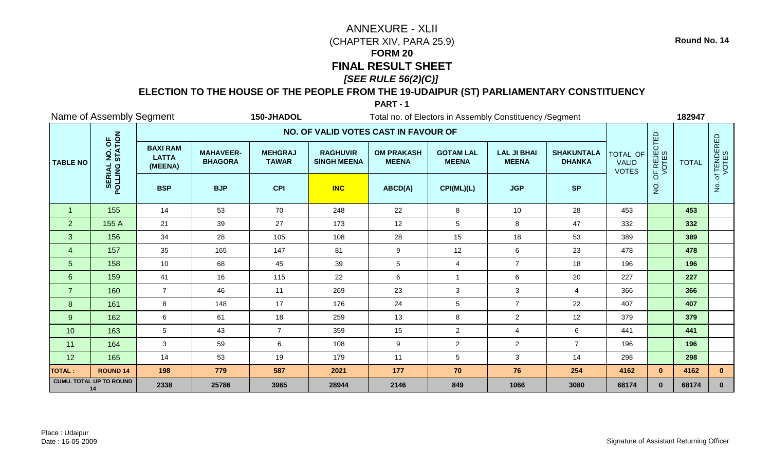Round No. 14

# ANNEXURE - XLII

(CHAPTER XIV, PARA 25.9)

**FORM 20**

**FINAL RESULT SHEET**

***[SEE RULE 56(2)(C)]***

**ELECTION TO THE HOUSE OF THE PEOPLE FROM THE 19-UDAIPUR (ST) PARLIAMENTARY CONSTITUENCY**

**PART - 1**

Name of Assembly Segment **150-JHADOL** Total no. of Electors in Assembly Constituency /Segment **182947**

| TABLE NO | SERIAL NO. OF POLLING STATION | NO. OF VALID VOTES CAST IN FAVOUR OF | | | | | | | | TOTAL OF VALID VOTES | NO. OF REJECTED VOTES | TOTAL | No. of TENDERED VOTES |
|---|---|---|---|---|---|---|---|---|---|---|---|---|---|
| | | BAXI RAM LATTA (MEENA) | MAHAVEER-BHAGORA | MEHGRAJ TAWAR | RAGHUVIR SINGH MEENA | OM PRAKASH MEENA | GOTAM LAL MEENA | LAL JI BHAI MEENA | SHAKUNTALA DHANKA | | | | |
| | | BSP | BJP | CPI | INC | ABCD(A) | CPI(ML)(L) | JGP | SP | | | | |
| 1 | 155 | 14 | 53 | 70 | 248 | 22 | 8 | 10 | 28 | 453 | | **453** | |
| 2 | 155 A | 21 | 39 | 27 | 173 | 12 | 5 | 8 | 47 | 332 | | **332** | |
| 3 | 156 | 34 | 28 | 105 | 108 | 28 | 15 | 18 | 53 | 389 | | **389** | |
| 4 | 157 | 35 | 165 | 147 | 81 | 9 | 12 | 6 | 23 | 478 | | **478** | |
| 5 | 158 | 10 | 68 | 45 | 39 | 5 | 4 | 7 | 18 | 196 | | **196** | |
| 6 | 159 | 41 | 16 | 115 | 22 | 6 | 1 | 6 | 20 | 227 | | **227** | |
| 7 | 160 | 7 | 46 | 11 | 269 | 23 | 3 | 3 | 4 | 366 | | **366** | |
| 8 | 161 | 8 | 148 | 17 | 176 | 24 | 5 | 7 | 22 | 407 | | **407** | |
| 9 | 162 | 6 | 61 | 18 | 259 | 13 | 8 | 2 | 12 | 379 | | **379** | |
| 10 | 163 | 5 | 43 | 7 | 359 | 15 | 2 | 4 | 6 | 441 | | **441** | |
| 11 | 164 | 3 | 59 | 6 | 108 | 9 | 2 | 2 | 7 | 196 | | **196** | |
| 12 | 165 | 14 | 53 | 19 | 179 | 11 | 5 | 3 | 14 | 298 | | **298** | |
| **TOTAL :** | **ROUND 14** | **198** | **779** | **587** | **2021** | **177** | **70** | **76** | **254** | **4162** | **0** | **4162** | **0** |
| **CUMU. TOTAL UP TO ROUND 14** | | **2338** | **25786** | **3965** | **28944** | **2146** | **849** | **1066** | **3080** | **68174** | **0** | **68174** | **0** |

Place : Udaipur
Date : 16-05-2009

Signature of Assistant Returning Officer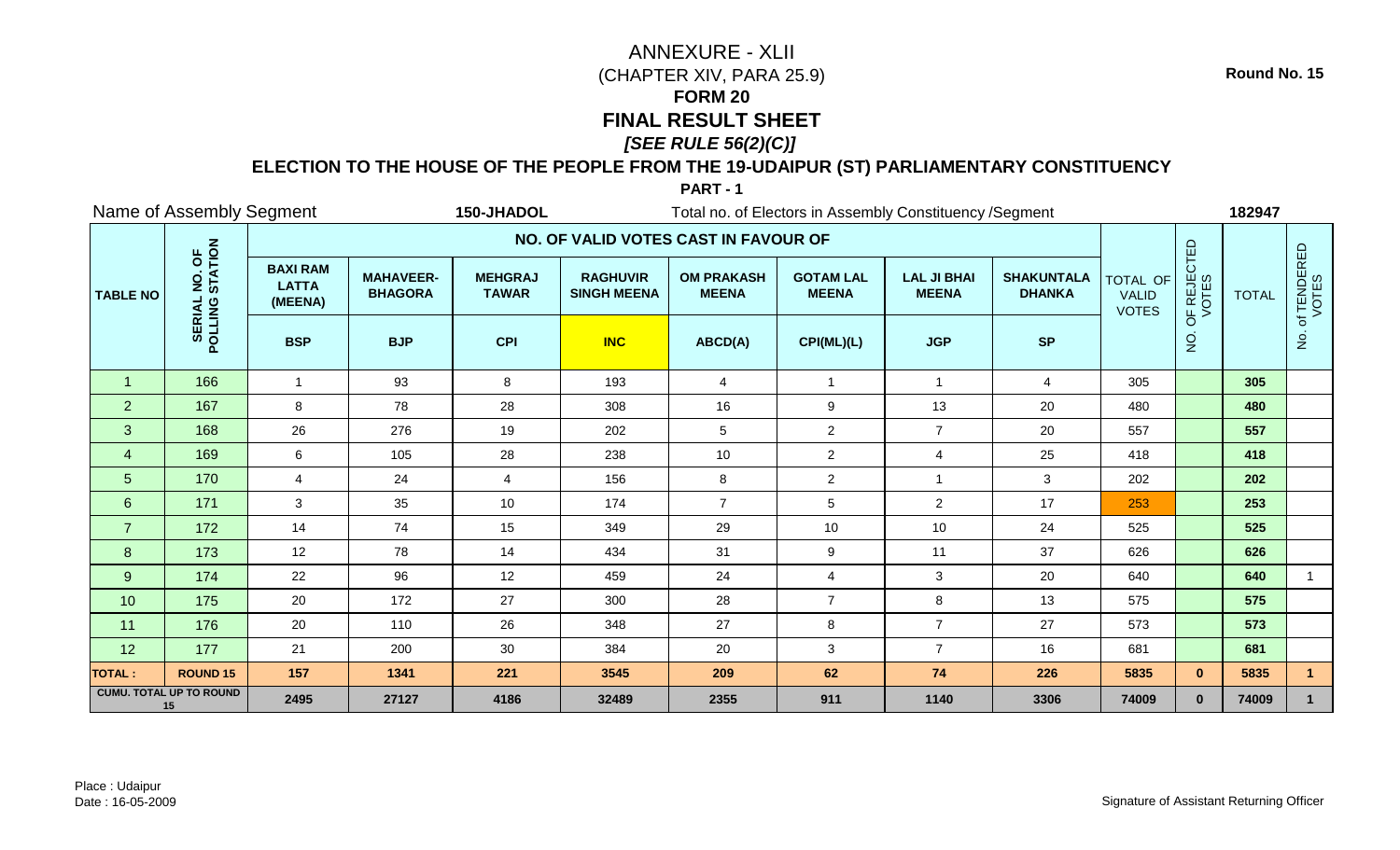Round No. 15

# ANNEXURE - XLII

(CHAPTER XIV, PARA 25.9)

**FORM 20**

**FINAL RESULT SHEET**

***[SEE RULE 56(2)(C)]***

**ELECTION TO THE HOUSE OF THE PEOPLE FROM THE 19-UDAIPUR (ST) PARLIAMENTARY CONSTITUENCY**

**PART - 1**

Name of Assembly Segment **150-JHADOL** Total no. of Electors in Assembly Constituency /Segment **182947**

| TABLE NO | SERIAL NO. OF POLLING STATION | NO. OF VALID VOTES CAST IN FAVOUR OF | | | | | | | | TOTAL OF VALID VOTES | NO. OF REJECTED VOTES | TOTAL | No. of TENDERED VOTES |
|---|---|---|---|---|---|---|---|---|---|---|---|---|---|
| | | BAXI RAM LATTA (MEENA) | MAHAVEER-BHAGORA | MEHGRAJ TAWAR | RAGHUVIR SINGH MEENA | OM PRAKASH MEENA | GOTAM LAL MEENA | LAL JI BHAI MEENA | SHAKUNTALA DHANKA | | | | |
| | | BSP | BJP | CPI | INC | ABCD(A) | CPI(ML)(L) | JGP | SP | | | | |
| 1 | 166 | 1 | 93 | 8 | 193 | 4 | 1 | 1 | 4 | 305 | | 305 | |
| 2 | 167 | 8 | 78 | 28 | 308 | 16 | 9 | 13 | 20 | 480 | | 480 | |
| 3 | 168 | 26 | 276 | 19 | 202 | 5 | 2 | 7 | 20 | 557 | | 557 | |
| 4 | 169 | 6 | 105 | 28 | 238 | 10 | 2 | 4 | 25 | 418 | | 418 | |
| 5 | 170 | 4 | 24 | 4 | 156 | 8 | 2 | 1 | 3 | 202 | | 202 | |
| 6 | 171 | 3 | 35 | 10 | 174 | 7 | 5 | 2 | 17 | 253 | | 253 | |
| 7 | 172 | 14 | 74 | 15 | 349 | 29 | 10 | 10 | 24 | 525 | | 525 | |
| 8 | 173 | 12 | 78 | 14 | 434 | 31 | 9 | 11 | 37 | 626 | | 626 | |
| 9 | 174 | 22 | 96 | 12 | 459 | 24 | 4 | 3 | 20 | 640 | | 640 | 1 |
| 10 | 175 | 20 | 172 | 27 | 300 | 28 | 7 | 8 | 13 | 575 | | 575 | |
| 11 | 176 | 20 | 110 | 26 | 348 | 27 | 8 | 7 | 27 | 573 | | 573 | |
| 12 | 177 | 21 | 200 | 30 | 384 | 20 | 3 | 7 | 16 | 681 | | 681 | |
| **TOTAL :** | **ROUND 15** | **157** | **1341** | **221** | **3545** | **209** | **62** | **74** | **226** | **5835** | **0** | **5835** | **1** |
| **CUMU. TOTAL UP TO ROUND 15** | | **2495** | **27127** | **4186** | **32489** | **2355** | **911** | **1140** | **3306** | **74009** | **0** | **74009** | **1** |

Place : Udaipur
Date : 16-05-2009

Signature of Assistant Returning Officer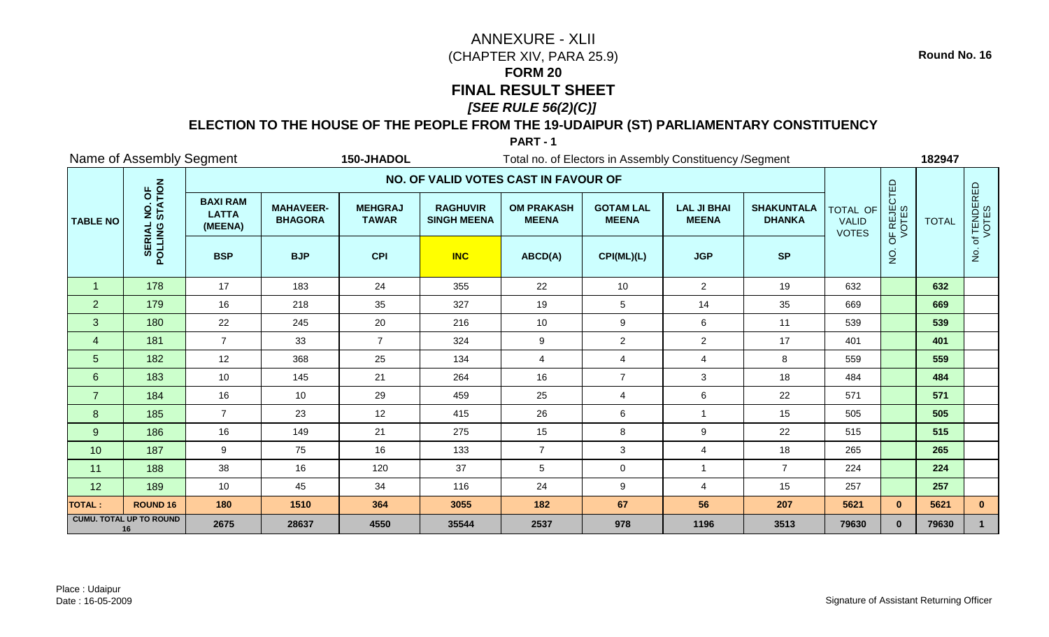# ANNEXURE - XLII

(CHAPTER XIV, PARA 25.9)

**FORM 20**

**FINAL RESULT SHEET**

***[SEE RULE 56(2)(C)]***

**ELECTION TO THE HOUSE OF THE PEOPLE FROM THE 19-UDAIPUR (ST) PARLIAMENTARY CONSTITUENCY**

**PART - 1**

**Round No. 16**

Name of Assembly Segment **150-JHADOL** Total no. of Electors in Assembly Constituency /Segment **182947**

| TABLE NO | SERIAL NO. OF POLLING STATION | NO. OF VALID VOTES CAST IN FAVOUR OF | | | | | | | | TOTAL OF VALID VOTES | NO. OF REJECTED VOTES | TOTAL | No. of TENDERED VOTES |
|---|---|---|---|---|---|---|---|---|---|---|---|---|---|
| | | BAXI RAM LATTA (MEENA) | MAHAVEER-BHAGORA | MEHGRAJ TAWAR | RAGHUVIR SINGH MEENA | OM PRAKASH MEENA | GOTAM LAL MEENA | LAL JI BHAI MEENA | SHAKUNTALA DHANKA | | | | |
| | | BSP | BJP | CPI | INC | ABCD(A) | CPI(ML)(L) | JGP | SP | | | | |
| 1 | 178 | 17 | 183 | 24 | 355 | 22 | 10 | 2 | 19 | 632 | | **632** | |
| 2 | 179 | 16 | 218 | 35 | 327 | 19 | 5 | 14 | 35 | 669 | | **669** | |
| 3 | 180 | 22 | 245 | 20 | 216 | 10 | 9 | 6 | 11 | 539 | | **539** | |
| 4 | 181 | 7 | 33 | 7 | 324 | 9 | 2 | 2 | 17 | 401 | | **401** | |
| 5 | 182 | 12 | 368 | 25 | 134 | 4 | 4 | 4 | 8 | 559 | | **559** | |
| 6 | 183 | 10 | 145 | 21 | 264 | 16 | 7 | 3 | 18 | 484 | | **484** | |
| 7 | 184 | 16 | 10 | 29 | 459 | 25 | 4 | 6 | 22 | 571 | | **571** | |
| 8 | 185 | 7 | 23 | 12 | 415 | 26 | 6 | 1 | 15 | 505 | | **505** | |
| 9 | 186 | 16 | 149 | 21 | 275 | 15 | 8 | 9 | 22 | 515 | | **515** | |
| 10 | 187 | 9 | 75 | 16 | 133 | 7 | 3 | 4 | 18 | 265 | | **265** | |
| 11 | 188 | 38 | 16 | 120 | 37 | 5 | 0 | 1 | 7 | 224 | | **224** | |
| 12 | 189 | 10 | 45 | 34 | 116 | 24 | 9 | 4 | 15 | 257 | | **257** | |
| **TOTAL :** | **ROUND 16** | **180** | **1510** | **364** | **3055** | **182** | **67** | **56** | **207** | **5621** | **0** | **5621** | **0** |
| **CUMU. TOTAL UP TO ROUND 16** | | **2675** | **28637** | **4550** | **35544** | **2537** | **978** | **1196** | **3513** | **79630** | **0** | **79630** | **1** |

Place : Udaipur
Date : 16-05-2009

Signature of Assistant Returning Officer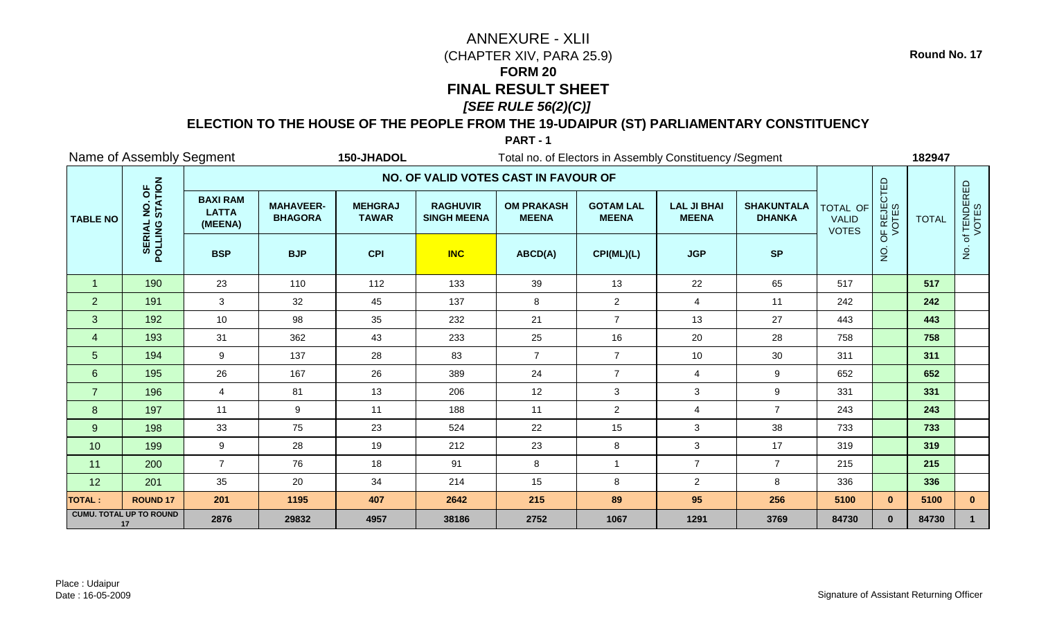# ANNEXURE - XLII

(CHAPTER XIV, PARA 25.9)

**FORM 20**

**FINAL RESULT SHEET**

***[SEE RULE 56(2)(C)]***

**ELECTION TO THE HOUSE OF THE PEOPLE FROM THE 19-UDAIPUR (ST) PARLIAMENTARY CONSTITUENCY**

**PART - 1**

**Round No. 17**

Name of Assembly Segment **150-JHADOL** Total no. of Electors in Assembly Constituency /Segment **182947**

| TABLE NO | SERIAL NO. OF POLLING STATION | NO. OF VALID VOTES CAST IN FAVOUR OF | | | | | | | | TOTAL OF VALID VOTES | NO. OF REJECTED VOTES | TOTAL | No. of TENDERED VOTES |
|---|---|---|---|---|---|---|---|---|---|---|---|---|---|
| | | BAXI RAM LATTA (MEENA) | MAHAVEER-BHAGORA | MEHGRAJ TAWAR | RAGHUVIR SINGH MEENA | OM PRAKASH MEENA | GOTAM LAL MEENA | LAL JI BHAI MEENA | SHAKUNTALA DHANKA | | | | |
| | | BSP | BJP | CPI | INC | ABCD(A) | CPI(ML)(L) | JGP | SP | | | | |
| 1 | 190 | 23 | 110 | 112 | 133 | 39 | 13 | 22 | 65 | 517 | | 517 | |
| 2 | 191 | 3 | 32 | 45 | 137 | 8 | 2 | 4 | 11 | 242 | | 242 | |
| 3 | 192 | 10 | 98 | 35 | 232 | 21 | 7 | 13 | 27 | 443 | | 443 | |
| 4 | 193 | 31 | 362 | 43 | 233 | 25 | 16 | 20 | 28 | 758 | | 758 | |
| 5 | 194 | 9 | 137 | 28 | 83 | 7 | 7 | 10 | 30 | 311 | | 311 | |
| 6 | 195 | 26 | 167 | 26 | 389 | 24 | 7 | 4 | 9 | 652 | | 652 | |
| 7 | 196 | 4 | 81 | 13 | 206 | 12 | 3 | 3 | 9 | 331 | | 331 | |
| 8 | 197 | 11 | 9 | 11 | 188 | 11 | 2 | 4 | 7 | 243 | | 243 | |
| 9 | 198 | 33 | 75 | 23 | 524 | 22 | 15 | 3 | 38 | 733 | | 733 | |
| 10 | 199 | 9 | 28 | 19 | 212 | 23 | 8 | 3 | 17 | 319 | | 319 | |
| 11 | 200 | 7 | 76 | 18 | 91 | 8 | 1 | 7 | 7 | 215 | | 215 | |
| 12 | 201 | 35 | 20 | 34 | 214 | 15 | 8 | 2 | 8 | 336 | | 336 | |
| **TOTAL :** | **ROUND 17** | **201** | **1195** | **407** | **2642** | **215** | **89** | **95** | **256** | **5100** | **0** | **5100** | **0** |
| **CUMU. TOTAL UP TO ROUND 17** | | **2876** | **29832** | **4957** | **38186** | **2752** | **1067** | **1291** | **3769** | **84730** | **0** | **84730** | **1** |

Place : Udaipur
Date : 16-05-2009

Signature of Assistant Returning Officer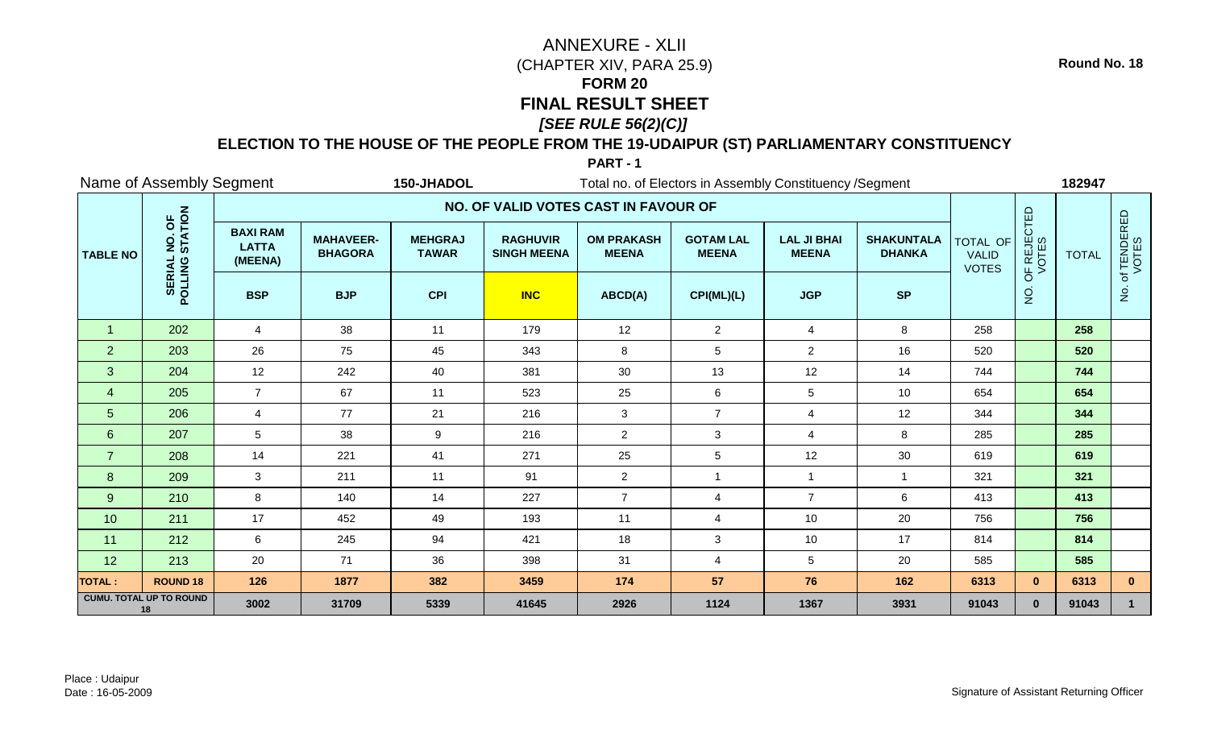Round No. 18

# ANNEXURE - XLII

(CHAPTER XIV, PARA 25.9)

## FORM 20

## FINAL RESULT SHEET

***[SEE RULE 56(2)(C)]***

### ELECTION TO THE HOUSE OF THE PEOPLE FROM THE 19-UDAIPUR (ST) PARLIAMENTARY CONSTITUENCY

**PART - 1**

Name of Assembly Segment **150-JHADOL** Total no. of Electors in Assembly Constituency /Segment **182947**

| TABLE NO | SERIAL NO. OF POLLING STATION | NO. OF VALID VOTES CAST IN FAVOUR OF | | | | | | | | TOTAL OF VALID VOTES | NO. OF REJECTED VOTES | TOTAL | No. of TENDERED VOTES |
|---|---|---|---|---|---|---|---|---|---|---|---|---|---|
| | | BAXI RAM LATTA (MEENA) | MAHAVEER-BHAGORA | MEHGRAJ TAWAR | RAGHUVIR SINGH MEENA | OM PRAKASH MEENA | GOTAM LAL MEENA | LAL JI BHAI MEENA | SHAKUNTALA DHANKA | | | | |
| | | BSP | BJP | CPI | INC | ABCD(A) | CPI(ML)(L) | JGP | SP | | | | |
| 1 | 202 | 4 | 38 | 11 | 179 | 12 | 2 | 4 | 8 | 258 | | 258 | |
| 2 | 203 | 26 | 75 | 45 | 343 | 8 | 5 | 2 | 16 | 520 | | 520 | |
| 3 | 204 | 12 | 242 | 40 | 381 | 30 | 13 | 12 | 14 | 744 | | 744 | |
| 4 | 205 | 7 | 67 | 11 | 523 | 25 | 6 | 5 | 10 | 654 | | 654 | |
| 5 | 206 | 4 | 77 | 21 | 216 | 3 | 7 | 4 | 12 | 344 | | 344 | |
| 6 | 207 | 5 | 38 | 9 | 216 | 2 | 3 | 4 | 8 | 285 | | 285 | |
| 7 | 208 | 14 | 221 | 41 | 271 | 25 | 5 | 12 | 30 | 619 | | 619 | |
| 8 | 209 | 3 | 211 | 11 | 91 | 2 | 1 | 1 | 1 | 321 | | 321 | |
| 9 | 210 | 8 | 140 | 14 | 227 | 7 | 4 | 7 | 6 | 413 | | 413 | |
| 10 | 211 | 17 | 452 | 49 | 193 | 11 | 4 | 10 | 20 | 756 | | 756 | |
| 11 | 212 | 6 | 245 | 94 | 421 | 18 | 3 | 10 | 17 | 814 | | 814 | |
| 12 | 213 | 20 | 71 | 36 | 398 | 31 | 4 | 5 | 20 | 585 | | 585 | |
| **TOTAL :** | **ROUND 18** | **126** | **1877** | **382** | **3459** | **174** | **57** | **76** | **162** | **6313** | **0** | **6313** | **0** |
| **CUMU. TOTAL UP TO ROUND 18** | | **3002** | **31709** | **5339** | **41645** | **2926** | **1124** | **1367** | **3931** | **91043** | **0** | **91043** | **1** |

Place : Udaipur
Date : 16-05-2009

Signature of Assistant Returning Officer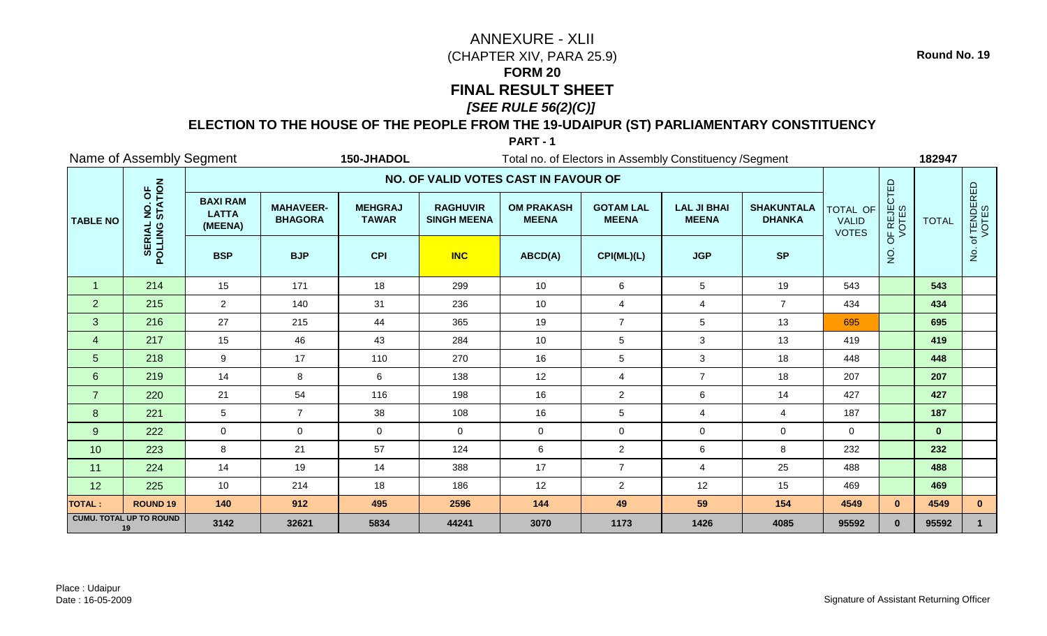# ANNEXURE - XLII

(CHAPTER XIV, PARA 25.9)

**FORM 20**

**FINAL RESULT SHEET**

***[SEE RULE 56(2)(C)]***

**ELECTION TO THE HOUSE OF THE PEOPLE FROM THE 19-UDAIPUR (ST) PARLIAMENTARY CONSTITUENCY**

**PART - 1**

**Round No. 19**

Name of Assembly Segment **150-JHADOL** Total no. of Electors in Assembly Constituency /Segment **182947**

| TABLE NO | SERIAL NO. OF POLLING STATION | NO. OF VALID VOTES CAST IN FAVOUR OF | | | | | | | | TOTAL OF VALID VOTES | NO. OF REJECTED VOTES | TOTAL | No. of TENDERED VOTES |
|---|---|---|---|---|---|---|---|---|---|---|---|---|---|
| | | BAXI RAM LATTA (MEENA) | MAHAVEER-BHAGORA | MEHGRAJ TAWAR | RAGHUVIR SINGH MEENA | OM PRAKASH MEENA | GOTAM LAL MEENA | LAL JI BHAI MEENA | SHAKUNTALA DHANKA | | | | |
| | | BSP | BJP | CPI | INC | ABCD(A) | CPI(ML)(L) | JGP | SP | | | | |
| 1 | 214 | 15 | 171 | 18 | 299 | 10 | 6 | 5 | 19 | 543 | | **543** | |
| 2 | 215 | 2 | 140 | 31 | 236 | 10 | 4 | 4 | 7 | 434 | | **434** | |
| 3 | 216 | 27 | 215 | 44 | 365 | 19 | 7 | 5 | 13 | 695 | | **695** | |
| 4 | 217 | 15 | 46 | 43 | 284 | 10 | 5 | 3 | 13 | 419 | | **419** | |
| 5 | 218 | 9 | 17 | 110 | 270 | 16 | 5 | 3 | 18 | 448 | | **448** | |
| 6 | 219 | 14 | 8 | 6 | 138 | 12 | 4 | 7 | 18 | 207 | | **207** | |
| 7 | 220 | 21 | 54 | 116 | 198 | 16 | 2 | 6 | 14 | 427 | | **427** | |
| 8 | 221 | 5 | 7 | 38 | 108 | 16 | 5 | 4 | 4 | 187 | | **187** | |
| 9 | 222 | 0 | 0 | 0 | 0 | 0 | 0 | 0 | 0 | 0 | | **0** | |
| 10 | 223 | 8 | 21 | 57 | 124 | 6 | 2 | 6 | 8 | 232 | | **232** | |
| 11 | 224 | 14 | 19 | 14 | 388 | 17 | 7 | 4 | 25 | 488 | | **488** | |
| 12 | 225 | 10 | 214 | 18 | 186 | 12 | 2 | 12 | 15 | 469 | | **469** | |
| **TOTAL :** | **ROUND 19** | **140** | **912** | **495** | **2596** | **144** | **49** | **59** | **154** | **4549** | **0** | **4549** | **0** |
| **CUMU. TOTAL UP TO ROUND 19** | | **3142** | **32621** | **5834** | **44241** | **3070** | **1173** | **1426** | **4085** | **95592** | **0** | **95592** | **1** |

Place : Udaipur
Date : 16-05-2009

Signature of Assistant Returning Officer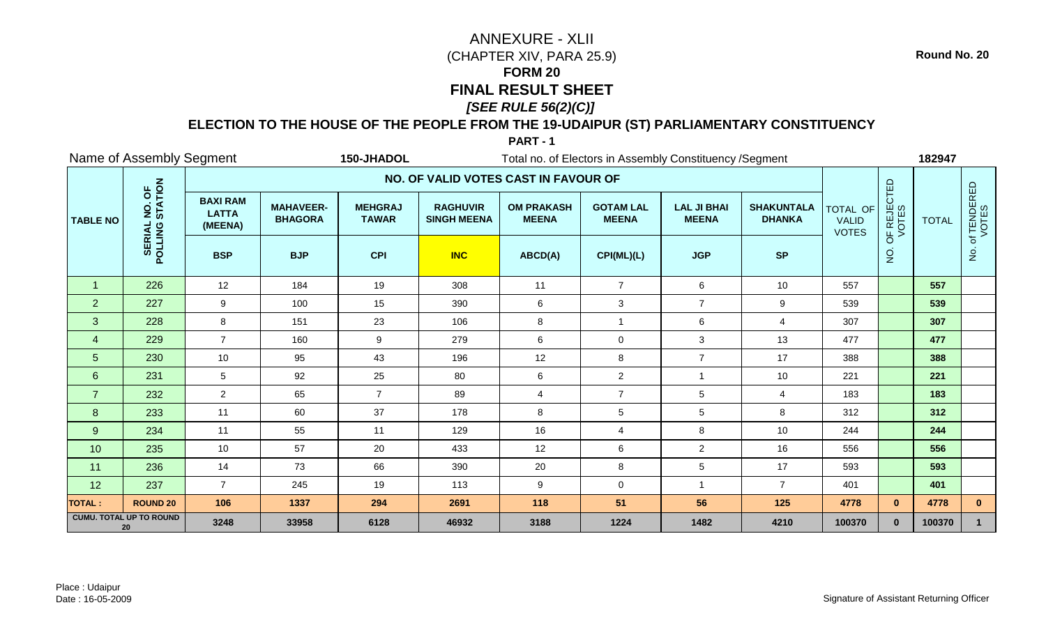Round No. 20

# ANNEXURE - XLII
(CHAPTER XIV, PARA 25.9)

## FORM 20
## FINAL RESULT SHEET
***[SEE RULE 56(2)(C)]***

### ELECTION TO THE HOUSE OF THE PEOPLE FROM THE 19-UDAIPUR (ST) PARLIAMENTARY CONSTITUENCY

**PART - 1**

Name of Assembly Segment **150-JHADOL** Total no. of Electors in Assembly Constituency /Segment **182947**

| TABLE NO | SERIAL NO. OF POLLING STATION | NO. OF VALID VOTES CAST IN FAVOUR OF | | | | | | | | TOTAL OF VALID VOTES | NO. OF REJECTED VOTES | TOTAL | No. of TENDERED VOTES |
|---|---|---|---|---|---|---|---|---|---|---|---|---|---|
| | | BAXI RAM LATTA (MEENA) | MAHAVEER-BHAGORA | MEHGRAJ TAWAR | RAGHUVIR SINGH MEENA | OM PRAKASH MEENA | GOTAM LAL MEENA | LAL JI BHAI MEENA | SHAKUNTALA DHANKA | | | | |
| | | BSP | BJP | CPI | INC | ABCD(A) | CPI(ML)(L) | JGP | SP | | | | |
| 1 | 226 | 12 | 184 | 19 | 308 | 11 | 7 | 6 | 10 | 557 | | 557 | |
| 2 | 227 | 9 | 100 | 15 | 390 | 6 | 3 | 7 | 9 | 539 | | 539 | |
| 3 | 228 | 8 | 151 | 23 | 106 | 8 | 1 | 6 | 4 | 307 | | 307 | |
| 4 | 229 | 7 | 160 | 9 | 279 | 6 | 0 | 3 | 13 | 477 | | 477 | |
| 5 | 230 | 10 | 95 | 43 | 196 | 12 | 8 | 7 | 17 | 388 | | 388 | |
| 6 | 231 | 5 | 92 | 25 | 80 | 6 | 2 | 1 | 10 | 221 | | 221 | |
| 7 | 232 | 2 | 65 | 7 | 89 | 4 | 7 | 5 | 4 | 183 | | 183 | |
| 8 | 233 | 11 | 60 | 37 | 178 | 8 | 5 | 5 | 8 | 312 | | 312 | |
| 9 | 234 | 11 | 55 | 11 | 129 | 16 | 4 | 8 | 10 | 244 | | 244 | |
| 10 | 235 | 10 | 57 | 20 | 433 | 12 | 6 | 2 | 16 | 556 | | 556 | |
| 11 | 236 | 14 | 73 | 66 | 390 | 20 | 8 | 5 | 17 | 593 | | 593 | |
| 12 | 237 | 7 | 245 | 19 | 113 | 9 | 0 | 1 | 7 | 401 | | 401 | |
| **TOTAL :** | **ROUND 20** | **106** | **1337** | **294** | **2691** | **118** | **51** | **56** | **125** | **4778** | **0** | **4778** | **0** |
| **CUMU. TOTAL UP TO ROUND 20** | | **3248** | **33958** | **6128** | **46932** | **3188** | **1224** | **1482** | **4210** | **100370** | **0** | **100370** | **1** |

Place : Udaipur
Date : 16-05-2009

Signature of Assistant Returning Officer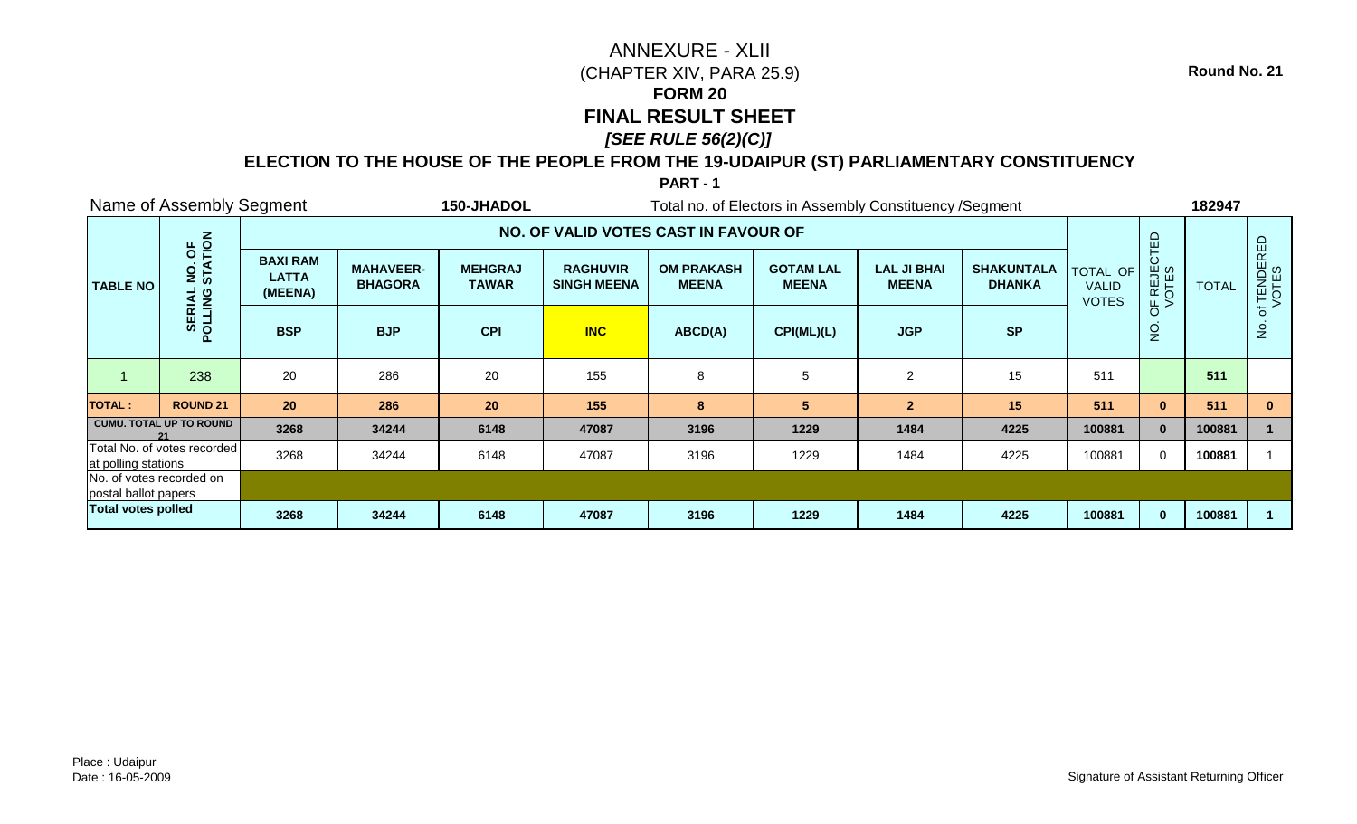# ANNEXURE - XLII

(CHAPTER XIV, PARA 25.9)

**FORM 20**

**FINAL RESULT SHEET**

***[SEE RULE 56(2)(C)]***

**ELECTION TO THE HOUSE OF THE PEOPLE FROM THE 19-UDAIPUR (ST) PARLIAMENTARY CONSTITUENCY**

**PART - 1**

**Round No. 21**

Name of Assembly Segment **150-JHADOL** Total no. of Electors in Assembly Constituency /Segment **182947**

| TABLE NO | SERIAL NO. OF POLLING STATION | NO. OF VALID VOTES CAST IN FAVOUR OF | | | | | | | | TOTAL OF VALID VOTES | NO. OF REJECTED VOTES | TOTAL | No. of TENDERED VOTES |
|---|---|---|---|---|---|---|---|---|---|---|---|---|---|
| | | **BAXI RAM LATTA (MEENA)** | **MAHAVEER-BHAGORA** | **MEHGRAJ TAWAR** | **RAGHUVIR SINGH MEENA** | **OM PRAKASH MEENA** | **GOTAM LAL MEENA** | **LAL JI BHAI MEENA** | **SHAKUNTALA DHANKA** | | | | |
| | | **BSP** | **BJP** | **CPI** | **INC** | **ABCD(A)** | **CPI(ML)(L)** | **JGP** | **SP** | | | | |
| 1 | 238 | 20 | 286 | 20 | 155 | 8 | 5 | 2 | 15 | 511 | | **511** | |
| **TOTAL :** | **ROUND 21** | **20** | **286** | **20** | **155** | **8** | **5** | **2** | **15** | **511** | **0** | **511** | **0** |
| **CUMU. TOTAL UP TO ROUND 21** | | **3268** | **34244** | **6148** | **47087** | **3196** | **1229** | **1484** | **4225** | **100881** | **0** | **100881** | **1** |
| Total No. of votes recorded at polling stations | | 3268 | 34244 | 6148 | 47087 | 3196 | 1229 | 1484 | 4225 | 100881 | 0 | **100881** | 1 |
| No. of votes recorded on postal ballot papers | | | | | | | | | | | | | |
| **Total votes polled** | | **3268** | **34244** | **6148** | **47087** | **3196** | **1229** | **1484** | **4225** | **100881** | **0** | **100881** | **1** |

Place : Udaipur

Date : 16-05-2009

Signature of Assistant Returning Officer